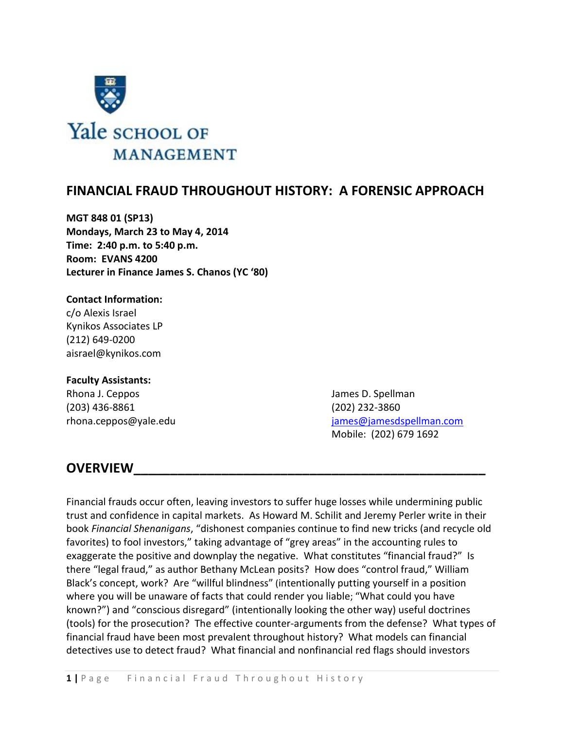Yale SCHOOL OF MANAGEMENT

# FINANCIAL FRAUD THROUGHOUT HISTORY: A FORENSIC APPROACH

**MGT 848 01 (SP13)**
**Mondays, March 23 to May 4, 2014**
**Time: 2:40 p.m. to 5:40 p.m.**
**Room: EVANS 4200**
**Lecturer in Finance James S. Chanos (YC '80)**

**Contact Information:**
c/o Alexis Israel
Kynikos Associates LP
(212) 649-0200
aisrael@kynikos.com

**Faculty Assistants:**

Rhona J. Ceppos
(203) 436-8861
rhona.ceppos@yale.edu

James D. Spellman
(202) 232-3860
james@jamesdspellman.com
Mobile: (202) 679 1692

## OVERVIEW

Financial frauds occur often, leaving investors to suffer huge losses while undermining public trust and confidence in capital markets. As Howard M. Schilit and Jeremy Perler write in their book *Financial Shenanigans*, "dishonest companies continue to find new tricks (and recycle old favorites) to fool investors," taking advantage of "grey areas" in the accounting rules to exaggerate the positive and downplay the negative. What constitutes "financial fraud?" Is there "legal fraud," as author Bethany McLean posits? How does "control fraud," William Black's concept, work? Are "willful blindness" (intentionally putting yourself in a position where you will be unaware of facts that could render you liable; "What could you have known?") and "conscious disregard" (intentionally looking the other way) useful doctrines (tools) for the prosecution? The effective counter-arguments from the defense? What types of financial fraud have been most prevalent throughout history? What models can financial detectives use to detect fraud? What financial and nonfinancial red flags should investors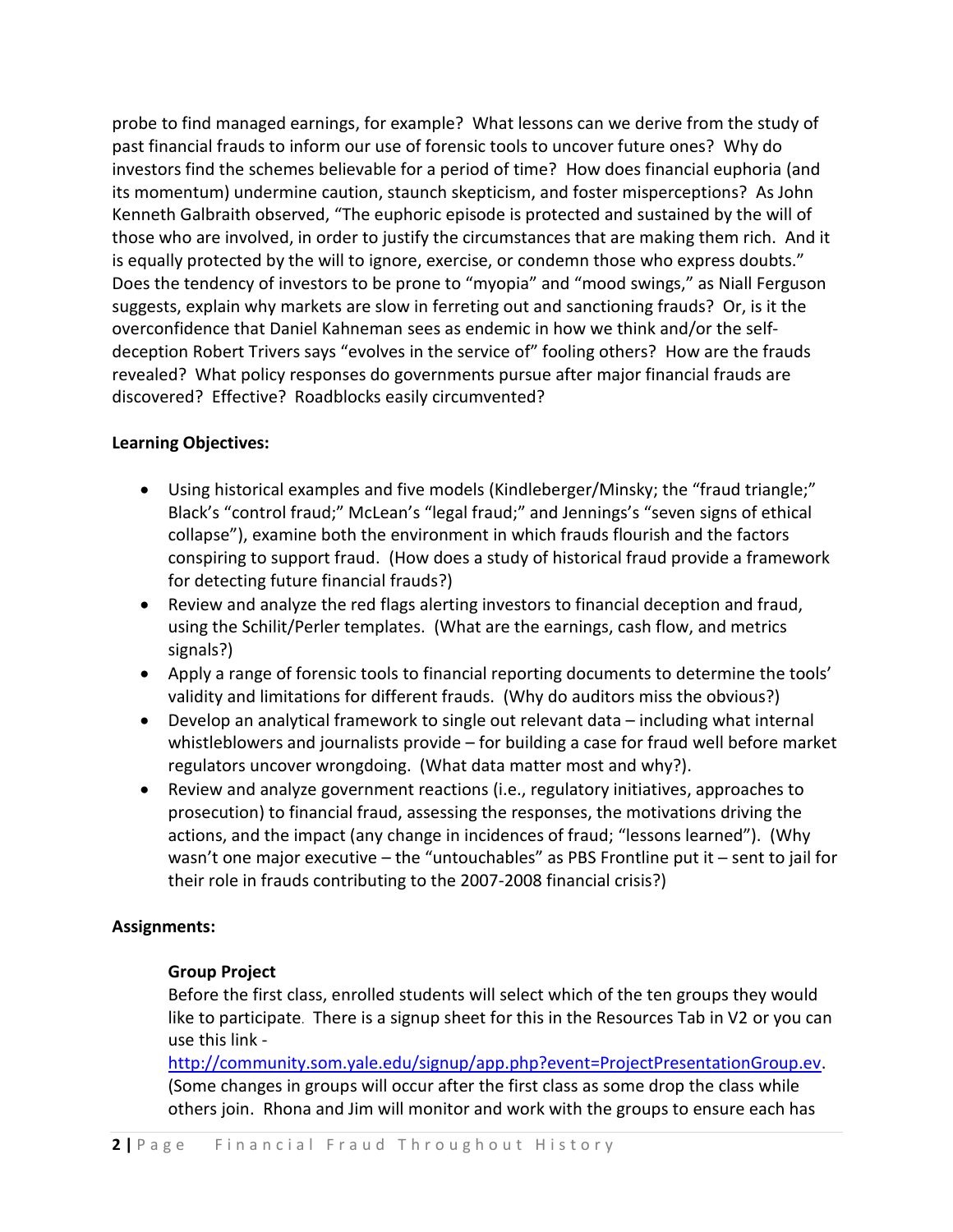probe to find managed earnings, for example? What lessons can we derive from the study of past financial frauds to inform our use of forensic tools to uncover future ones? Why do investors find the schemes believable for a period of time? How does financial euphoria (and its momentum) undermine caution, staunch skepticism, and foster misperceptions? As John Kenneth Galbraith observed, "The euphoric episode is protected and sustained by the will of those who are involved, in order to justify the circumstances that are making them rich. And it is equally protected by the will to ignore, exercise, or condemn those who express doubts." Does the tendency of investors to be prone to "myopia" and "mood swings," as Niall Ferguson suggests, explain why markets are slow in ferreting out and sanctioning frauds? Or, is it the overconfidence that Daniel Kahneman sees as endemic in how we think and/or the self-deception Robert Trivers says "evolves in the service of" fooling others? How are the frauds revealed? What policy responses do governments pursue after major financial frauds are discovered? Effective? Roadblocks easily circumvented?

**Learning Objectives:**

- Using historical examples and five models (Kindleberger/Minsky; the "fraud triangle;" Black's "control fraud;" McLean's "legal fraud;" and Jennings's "seven signs of ethical collapse"), examine both the environment in which frauds flourish and the factors conspiring to support fraud. (How does a study of historical fraud provide a framework for detecting future financial frauds?)
- Review and analyze the red flags alerting investors to financial deception and fraud, using the Schilit/Perler templates. (What are the earnings, cash flow, and metrics signals?)
- Apply a range of forensic tools to financial reporting documents to determine the tools' validity and limitations for different frauds. (Why do auditors miss the obvious?)
- Develop an analytical framework to single out relevant data – including what internal whistleblowers and journalists provide – for building a case for fraud well before market regulators uncover wrongdoing. (What data matter most and why?).
- Review and analyze government reactions (i.e., regulatory initiatives, approaches to prosecution) to financial fraud, assessing the responses, the motivations driving the actions, and the impact (any change in incidences of fraud; "lessons learned"). (Why wasn't one major executive – the "untouchables" as PBS Frontline put it – sent to jail for their role in frauds contributing to the 2007-2008 financial crisis?)

**Assignments:**

**Group Project**

Before the first class, enrolled students will select which of the ten groups they would like to participate. There is a signup sheet for this in the Resources Tab in V2 or you can use this link - [http://community.som.yale.edu/signup/app.php?event=ProjectPresentationGroup.ev](http://community.som.yale.edu/signup/app.php?event=ProjectPresentationGroup.ev). (Some changes in groups will occur after the first class as some drop the class while others join. Rhona and Jim will monitor and work with the groups to ensure each has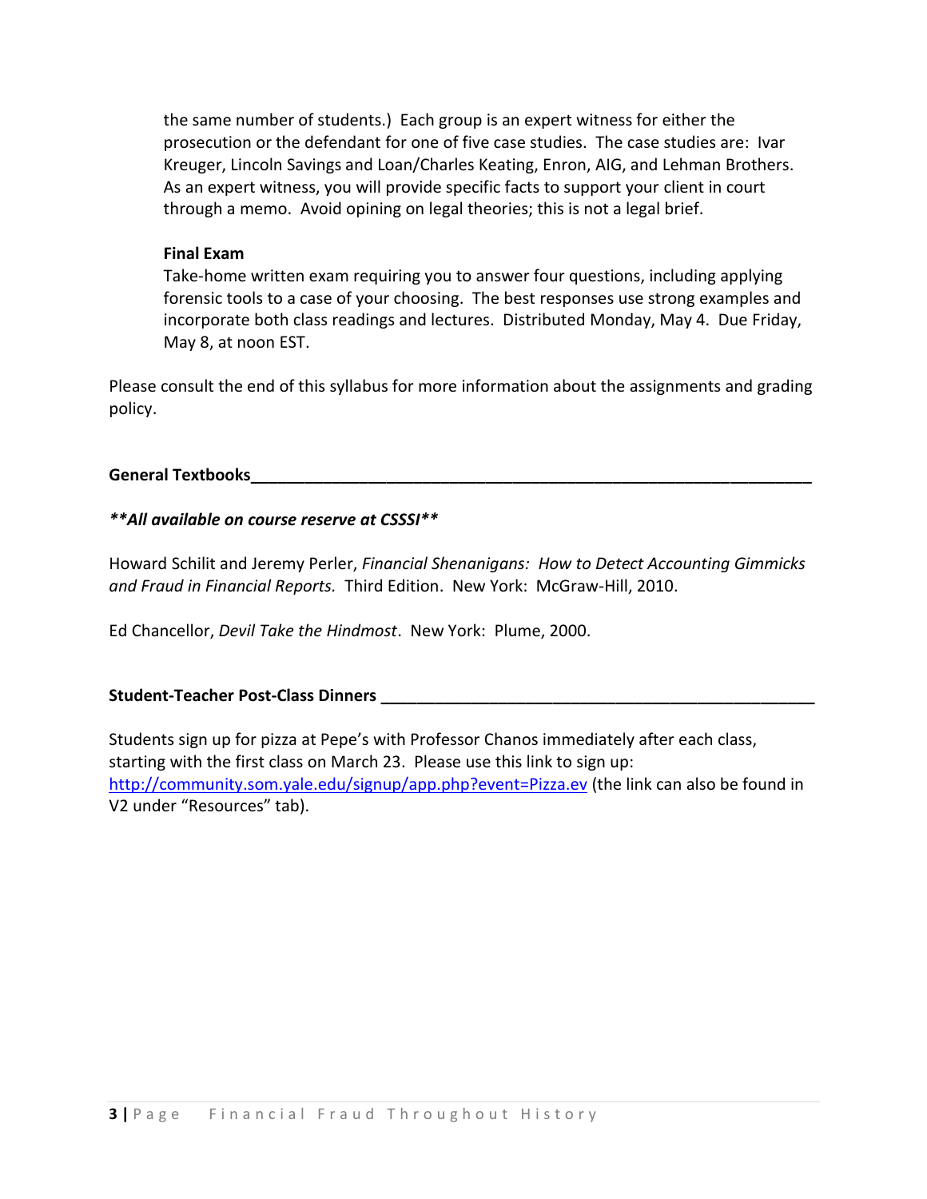the same number of students.) Each group is an expert witness for either the prosecution or the defendant for one of five case studies. The case studies are: Ivar Kreuger, Lincoln Savings and Loan/Charles Keating, Enron, AIG, and Lehman Brothers. As an expert witness, you will provide specific facts to support your client in court through a memo. Avoid opining on legal theories; this is not a legal brief.

**Final Exam**

Take-home written exam requiring you to answer four questions, including applying forensic tools to a case of your choosing. The best responses use strong examples and incorporate both class readings and lectures. Distributed Monday, May 4. Due Friday, May 8, at noon EST.

Please consult the end of this syllabus for more information about the assignments and grading policy.

## General Textbooks

***\*\*All available on course reserve at CSSSI\*\****

Howard Schilit and Jeremy Perler, *Financial Shenanigans: How to Detect Accounting Gimmicks and Fraud in Financial Reports.* Third Edition. New York: McGraw-Hill, 2010.

Ed Chancellor, *Devil Take the Hindmost*. New York: Plume, 2000.

## Student-Teacher Post-Class Dinners

Students sign up for pizza at Pepe's with Professor Chanos immediately after each class, starting with the first class on March 23. Please use this link to sign up: [http://community.som.yale.edu/signup/app.php?event=Pizza.ev](http://community.som.yale.edu/signup/app.php?event=Pizza.ev) (the link can also be found in V2 under "Resources" tab).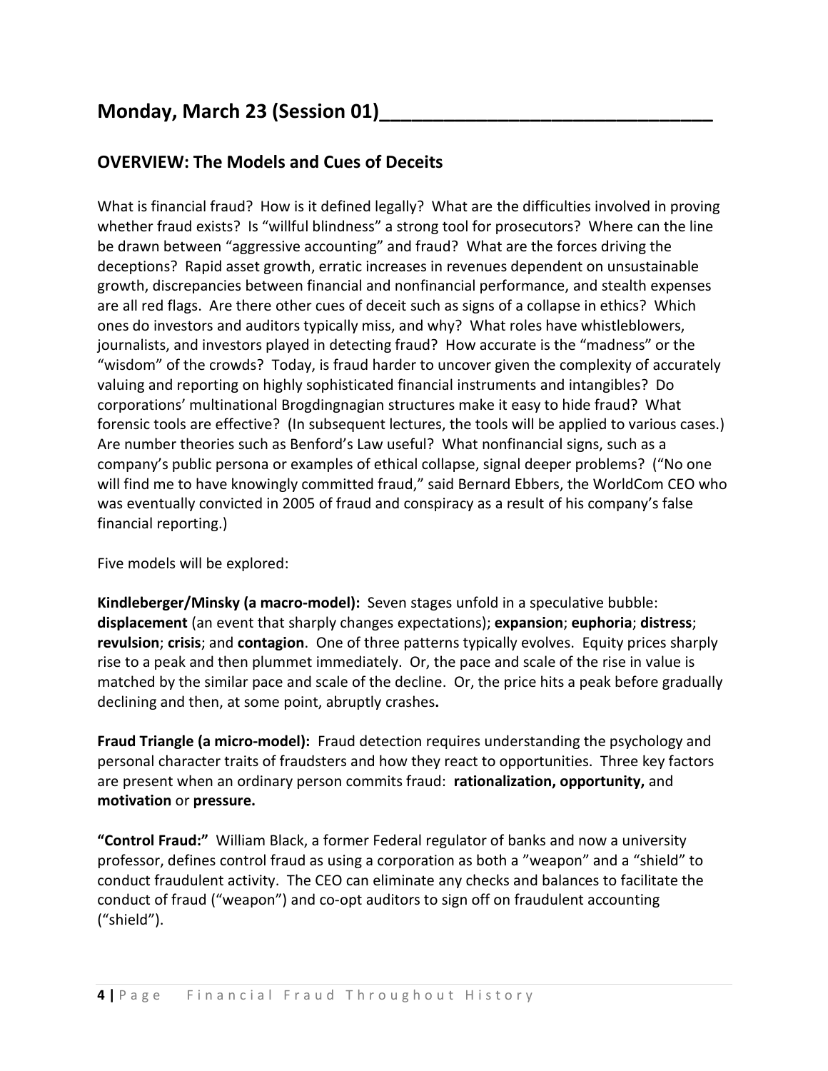## Monday, March 23 (Session 01)________________________________

### OVERVIEW: The Models and Cues of Deceits

What is financial fraud? How is it defined legally? What are the difficulties involved in proving whether fraud exists? Is "willful blindness" a strong tool for prosecutors? Where can the line be drawn between "aggressive accounting" and fraud? What are the forces driving the deceptions? Rapid asset growth, erratic increases in revenues dependent on unsustainable growth, discrepancies between financial and nonfinancial performance, and stealth expenses are all red flags. Are there other cues of deceit such as signs of a collapse in ethics? Which ones do investors and auditors typically miss, and why? What roles have whistleblowers, journalists, and investors played in detecting fraud? How accurate is the "madness" or the "wisdom" of the crowds? Today, is fraud harder to uncover given the complexity of accurately valuing and reporting on highly sophisticated financial instruments and intangibles? Do corporations' multinational Brogdingnagian structures make it easy to hide fraud? What forensic tools are effective? (In subsequent lectures, the tools will be applied to various cases.) Are number theories such as Benford's Law useful? What nonfinancial signs, such as a company's public persona or examples of ethical collapse, signal deeper problems? ("No one will find me to have knowingly committed fraud," said Bernard Ebbers, the WorldCom CEO who was eventually convicted in 2005 of fraud and conspiracy as a result of his company's false financial reporting.)

Five models will be explored:

**Kindleberger/Minsky (a macro-model):** Seven stages unfold in a speculative bubble: **displacement** (an event that sharply changes expectations); **expansion**; **euphoria**; **distress**; **revulsion**; **crisis**; and **contagion**. One of three patterns typically evolves. Equity prices sharply rise to a peak and then plummet immediately. Or, the pace and scale of the rise in value is matched by the similar pace and scale of the decline. Or, the price hits a peak before gradually declining and then, at some point, abruptly crashes**.**

**Fraud Triangle (a micro-model):** Fraud detection requires understanding the psychology and personal character traits of fraudsters and how they react to opportunities. Three key factors are present when an ordinary person commits fraud: **rationalization, opportunity,** and **motivation** or **pressure.**

**"Control Fraud:"** William Black, a former Federal regulator of banks and now a university professor, defines control fraud as using a corporation as both a "weapon" and a "shield" to conduct fraudulent activity. The CEO can eliminate any checks and balances to facilitate the conduct of fraud ("weapon") and co-opt auditors to sign off on fraudulent accounting ("shield").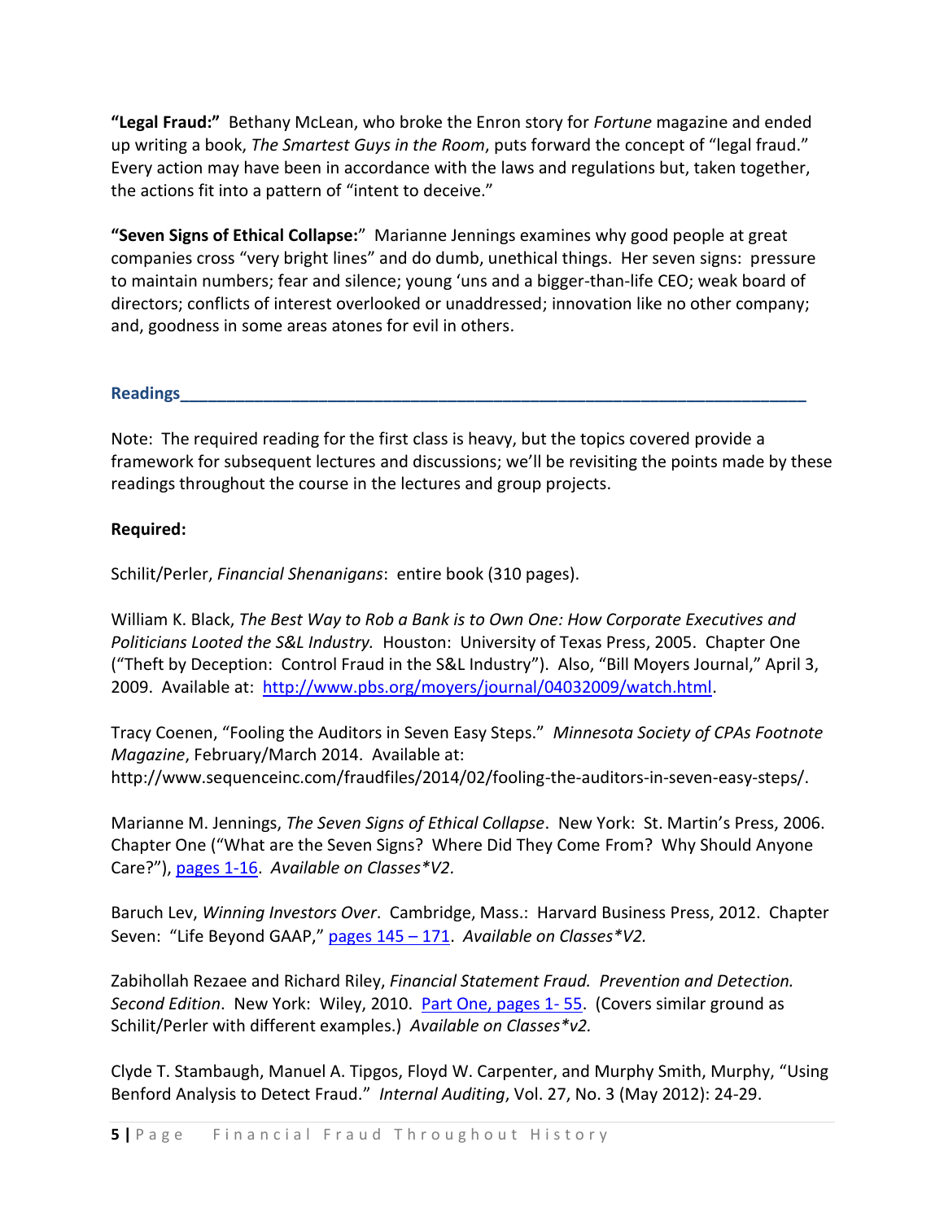**"Legal Fraud:"** Bethany McLean, who broke the Enron story for *Fortune* magazine and ended up writing a book, *The Smartest Guys in the Room*, puts forward the concept of "legal fraud." Every action may have been in accordance with the laws and regulations but, taken together, the actions fit into a pattern of "intent to deceive."

**"Seven Signs of Ethical Collapse:"** Marianne Jennings examines why good people at great companies cross "very bright lines" and do dumb, unethical things. Her seven signs: pressure to maintain numbers; fear and silence; young 'uns and a bigger-than-life CEO; weak board of directors; conflicts of interest overlooked or unaddressed; innovation like no other company; and, goodness in some areas atones for evil in others.

## Readings

Note: The required reading for the first class is heavy, but the topics covered provide a framework for subsequent lectures and discussions; we'll be revisiting the points made by these readings throughout the course in the lectures and group projects.

**Required:**

Schilit/Perler, *Financial Shenanigans*: entire book (310 pages).

William K. Black, *The Best Way to Rob a Bank is to Own One: How Corporate Executives and Politicians Looted the S&L Industry.* Houston: University of Texas Press, 2005. Chapter One ("Theft by Deception: Control Fraud in the S&L Industry"). Also, "Bill Moyers Journal," April 3, 2009. Available at: http://www.pbs.org/moyers/journal/04032009/watch.html.

Tracy Coenen, "Fooling the Auditors in Seven Easy Steps." *Minnesota Society of CPAs Footnote Magazine*, February/March 2014. Available at: http://www.sequenceinc.com/fraudfiles/2014/02/fooling-the-auditors-in-seven-easy-steps/.

Marianne M. Jennings, *The Seven Signs of Ethical Collapse*. New York: St. Martin's Press, 2006. Chapter One ("What are the Seven Signs? Where Did They Come From? Why Should Anyone Care?"), pages 1-16. *Available on Classes*V2.*

Baruch Lev, *Winning Investors Over*. Cambridge, Mass.: Harvard Business Press, 2012. Chapter Seven: "Life Beyond GAAP," pages 145 – 171. *Available on Classes*V2.*

Zabihollah Rezaee and Richard Riley, *Financial Statement Fraud. Prevention and Detection. Second Edition*. New York: Wiley, 2010. Part One, pages 1- 55. (Covers similar ground as Schilit/Perler with different examples.) *Available on Classes*v2.*

Clyde T. Stambaugh, Manuel A. Tipgos, Floyd W. Carpenter, and Murphy Smith, Murphy, "Using Benford Analysis to Detect Fraud." *Internal Auditing*, Vol. 27, No. 3 (May 2012): 24-29.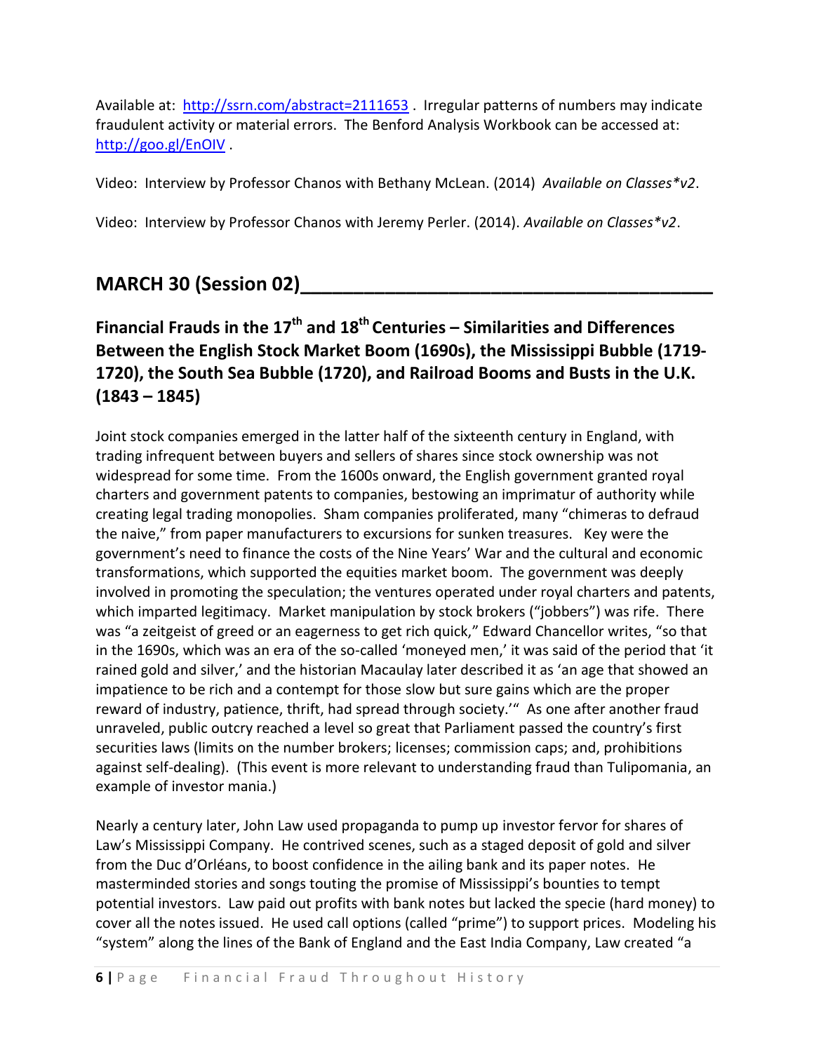Available at: http://ssrn.com/abstract=2111653 . Irregular patterns of numbers may indicate fraudulent activity or material errors. The Benford Analysis Workbook can be accessed at: http://goo.gl/EnOIV .

Video: Interview by Professor Chanos with Bethany McLean. (2014) *Available on Classes*v2*.

Video: Interview by Professor Chanos with Jeremy Perler. (2014). *Available on Classes*v2*.

## MARCH 30 (Session 02)

### Financial Frauds in the 17th and 18th Centuries – Similarities and Differences Between the English Stock Market Boom (1690s), the Mississippi Bubble (1719-1720), the South Sea Bubble (1720), and Railroad Booms and Busts in the U.K. (1843 – 1845)

Joint stock companies emerged in the latter half of the sixteenth century in England, with trading infrequent between buyers and sellers of shares since stock ownership was not widespread for some time. From the 1600s onward, the English government granted royal charters and government patents to companies, bestowing an imprimatur of authority while creating legal trading monopolies. Sham companies proliferated, many "chimeras to defraud the naive," from paper manufacturers to excursions for sunken treasures. Key were the government's need to finance the costs of the Nine Years' War and the cultural and economic transformations, which supported the equities market boom. The government was deeply involved in promoting the speculation; the ventures operated under royal charters and patents, which imparted legitimacy. Market manipulation by stock brokers ("jobbers") was rife. There was "a zeitgeist of greed or an eagerness to get rich quick," Edward Chancellor writes, "so that in the 1690s, which was an era of the so-called 'moneyed men,' it was said of the period that 'it rained gold and silver,' and the historian Macaulay later described it as 'an age that showed an impatience to be rich and a contempt for those slow but sure gains which are the proper reward of industry, patience, thrift, had spread through society.'" As one after another fraud unraveled, public outcry reached a level so great that Parliament passed the country's first securities laws (limits on the number brokers; licenses; commission caps; and, prohibitions against self-dealing). (This event is more relevant to understanding fraud than Tulipomania, an example of investor mania.)

Nearly a century later, John Law used propaganda to pump up investor fervor for shares of Law's Mississippi Company. He contrived scenes, such as a staged deposit of gold and silver from the Duc d'Orléans, to boost confidence in the ailing bank and its paper notes. He masterminded stories and songs touting the promise of Mississippi's bounties to tempt potential investors. Law paid out profits with bank notes but lacked the specie (hard money) to cover all the notes issued. He used call options (called "prime") to support prices. Modeling his "system" along the lines of the Bank of England and the East India Company, Law created "a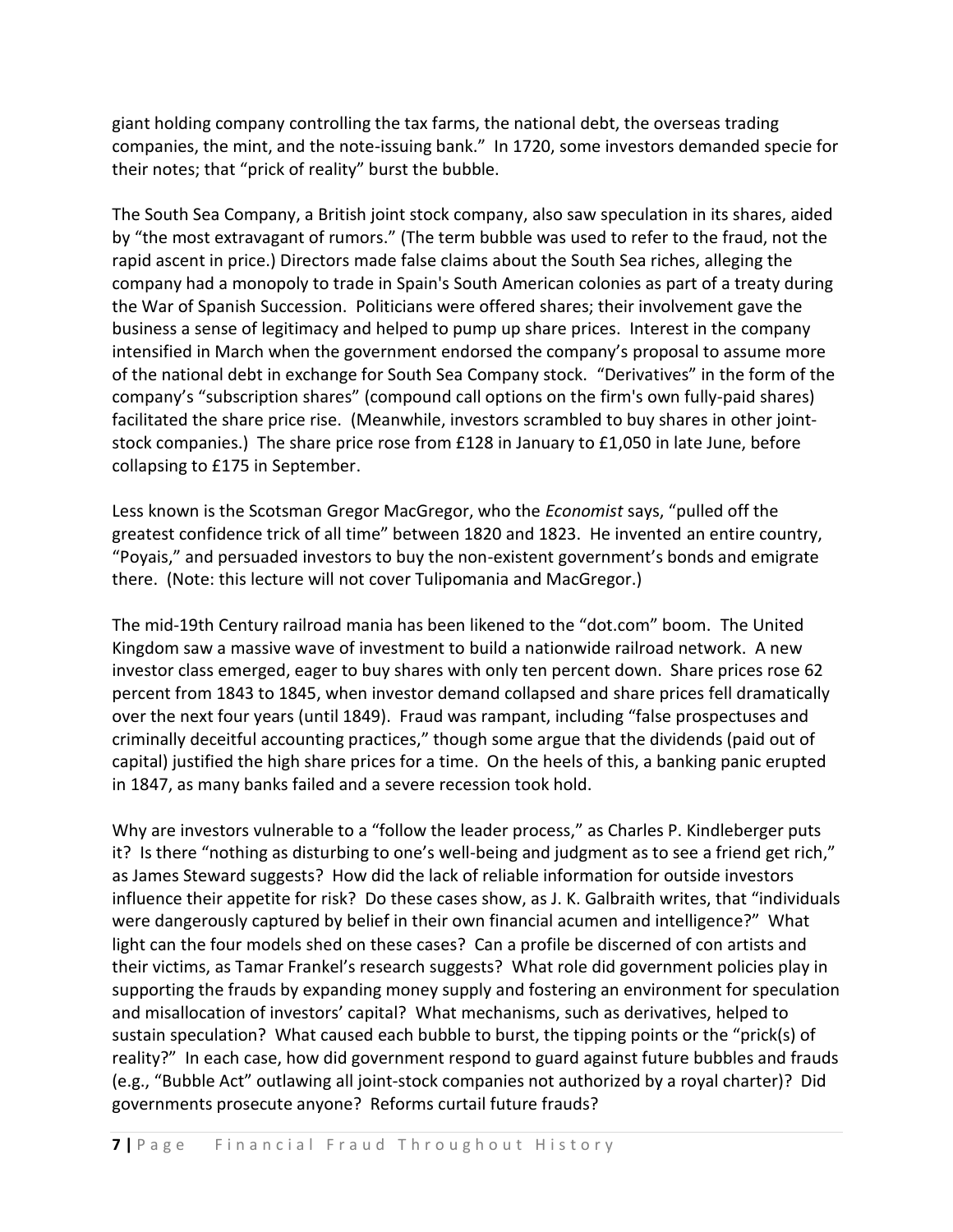giant holding company controlling the tax farms, the national debt, the overseas trading companies, the mint, and the note-issuing bank." In 1720, some investors demanded specie for their notes; that "prick of reality" burst the bubble.

The South Sea Company, a British joint stock company, also saw speculation in its shares, aided by "the most extravagant of rumors." (The term bubble was used to refer to the fraud, not the rapid ascent in price.) Directors made false claims about the South Sea riches, alleging the company had a monopoly to trade in Spain's South American colonies as part of a treaty during the War of Spanish Succession. Politicians were offered shares; their involvement gave the business a sense of legitimacy and helped to pump up share prices. Interest in the company intensified in March when the government endorsed the company's proposal to assume more of the national debt in exchange for South Sea Company stock. "Derivatives" in the form of the company's "subscription shares" (compound call options on the firm's own fully-paid shares) facilitated the share price rise. (Meanwhile, investors scrambled to buy shares in other joint-stock companies.) The share price rose from £128 in January to £1,050 in late June, before collapsing to £175 in September.

Less known is the Scotsman Gregor MacGregor, who the *Economist* says, "pulled off the greatest confidence trick of all time" between 1820 and 1823. He invented an entire country, "Poyais," and persuaded investors to buy the non-existent government's bonds and emigrate there. (Note: this lecture will not cover Tulipomania and MacGregor.)

The mid-19th Century railroad mania has been likened to the "dot.com" boom. The United Kingdom saw a massive wave of investment to build a nationwide railroad network. A new investor class emerged, eager to buy shares with only ten percent down. Share prices rose 62 percent from 1843 to 1845, when investor demand collapsed and share prices fell dramatically over the next four years (until 1849). Fraud was rampant, including "false prospectuses and criminally deceitful accounting practices," though some argue that the dividends (paid out of capital) justified the high share prices for a time. On the heels of this, a banking panic erupted in 1847, as many banks failed and a severe recession took hold.

Why are investors vulnerable to a "follow the leader process," as Charles P. Kindleberger puts it? Is there "nothing as disturbing to one's well-being and judgment as to see a friend get rich," as James Steward suggests? How did the lack of reliable information for outside investors influence their appetite for risk? Do these cases show, as J. K. Galbraith writes, that "individuals were dangerously captured by belief in their own financial acumen and intelligence?" What light can the four models shed on these cases? Can a profile be discerned of con artists and their victims, as Tamar Frankel's research suggests? What role did government policies play in supporting the frauds by expanding money supply and fostering an environment for speculation and misallocation of investors' capital? What mechanisms, such as derivatives, helped to sustain speculation? What caused each bubble to burst, the tipping points or the "prick(s) of reality?" In each case, how did government respond to guard against future bubbles and frauds (e.g., "Bubble Act" outlawing all joint-stock companies not authorized by a royal charter)? Did governments prosecute anyone? Reforms curtail future frauds?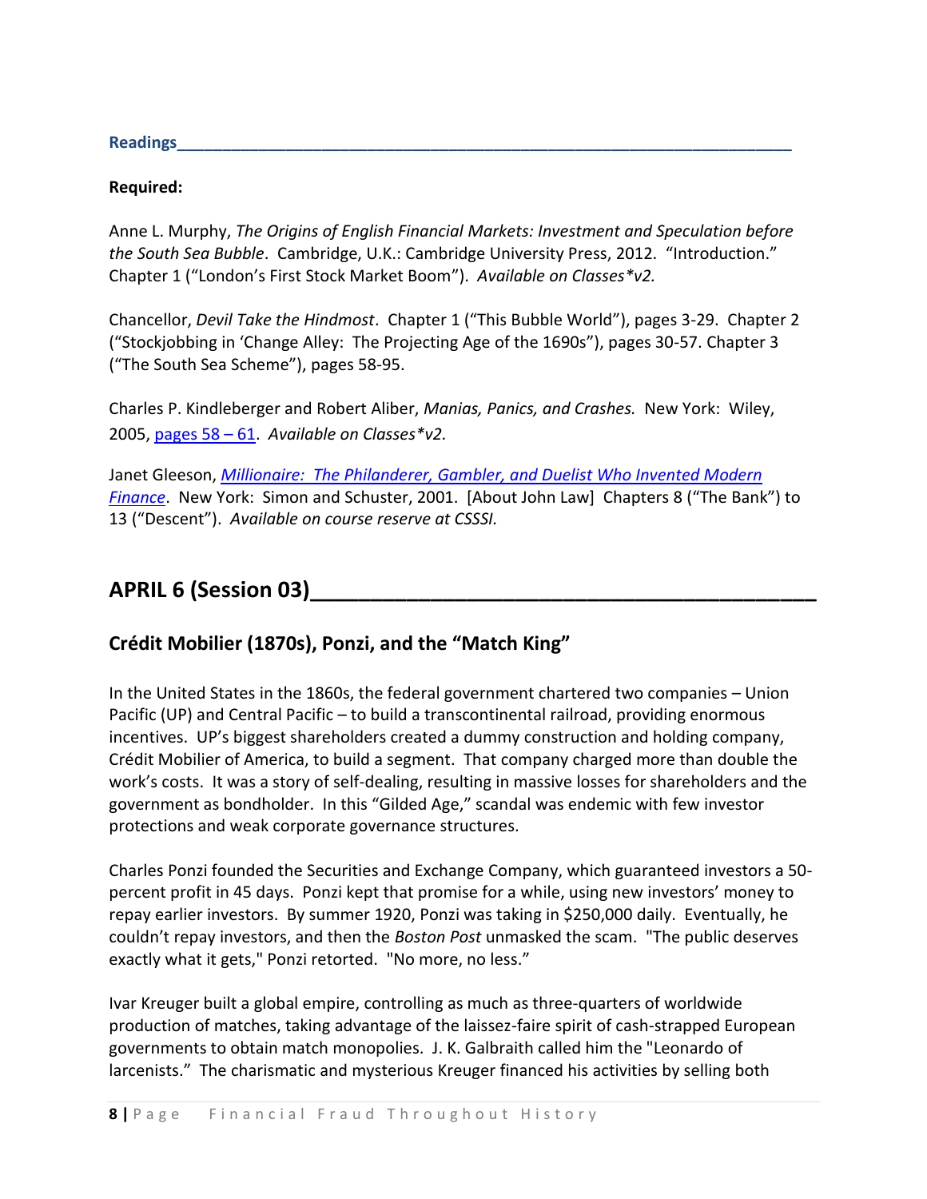**Readings**

**Required:**

Anne L. Murphy, *The Origins of English Financial Markets: Investment and Speculation before the South Sea Bubble*. Cambridge, U.K.: Cambridge University Press, 2012. "Introduction." Chapter 1 ("London's First Stock Market Boom"). *Available on Classes*v2.*

Chancellor, *Devil Take the Hindmost*. Chapter 1 ("This Bubble World"), pages 3-29. Chapter 2 ("Stockjobbing in 'Change Alley: The Projecting Age of the 1690s"), pages 30-57. Chapter 3 ("The South Sea Scheme"), pages 58-95.

Charles P. Kindleberger and Robert Aliber, *Manias, Panics, and Crashes.* New York: Wiley, 2005, pages 58 – 61. *Available on Classes*v2.*

Janet Gleeson, *Millionaire: The Philanderer, Gambler, and Duelist Who Invented Modern Finance*. New York: Simon and Schuster, 2001. [About John Law] Chapters 8 ("The Bank") to 13 ("Descent"). *Available on course reserve at CSSSI.*

## APRIL 6 (Session 03)

### Crédit Mobilier (1870s), Ponzi, and the "Match King"

In the United States in the 1860s, the federal government chartered two companies – Union Pacific (UP) and Central Pacific – to build a transcontinental railroad, providing enormous incentives. UP's biggest shareholders created a dummy construction and holding company, Crédit Mobilier of America, to build a segment. That company charged more than double the work's costs. It was a story of self-dealing, resulting in massive losses for shareholders and the government as bondholder. In this "Gilded Age," scandal was endemic with few investor protections and weak corporate governance structures.

Charles Ponzi founded the Securities and Exchange Company, which guaranteed investors a 50-percent profit in 45 days. Ponzi kept that promise for a while, using new investors' money to repay earlier investors. By summer 1920, Ponzi was taking in $250,000 daily. Eventually, he couldn't repay investors, and then the *Boston Post* unmasked the scam. "The public deserves exactly what it gets," Ponzi retorted. "No more, no less."

Ivar Kreuger built a global empire, controlling as much as three-quarters of worldwide production of matches, taking advantage of the laissez-faire spirit of cash-strapped European governments to obtain match monopolies. J. K. Galbraith called him the "Leonardo of larcenists." The charismatic and mysterious Kreuger financed his activities by selling both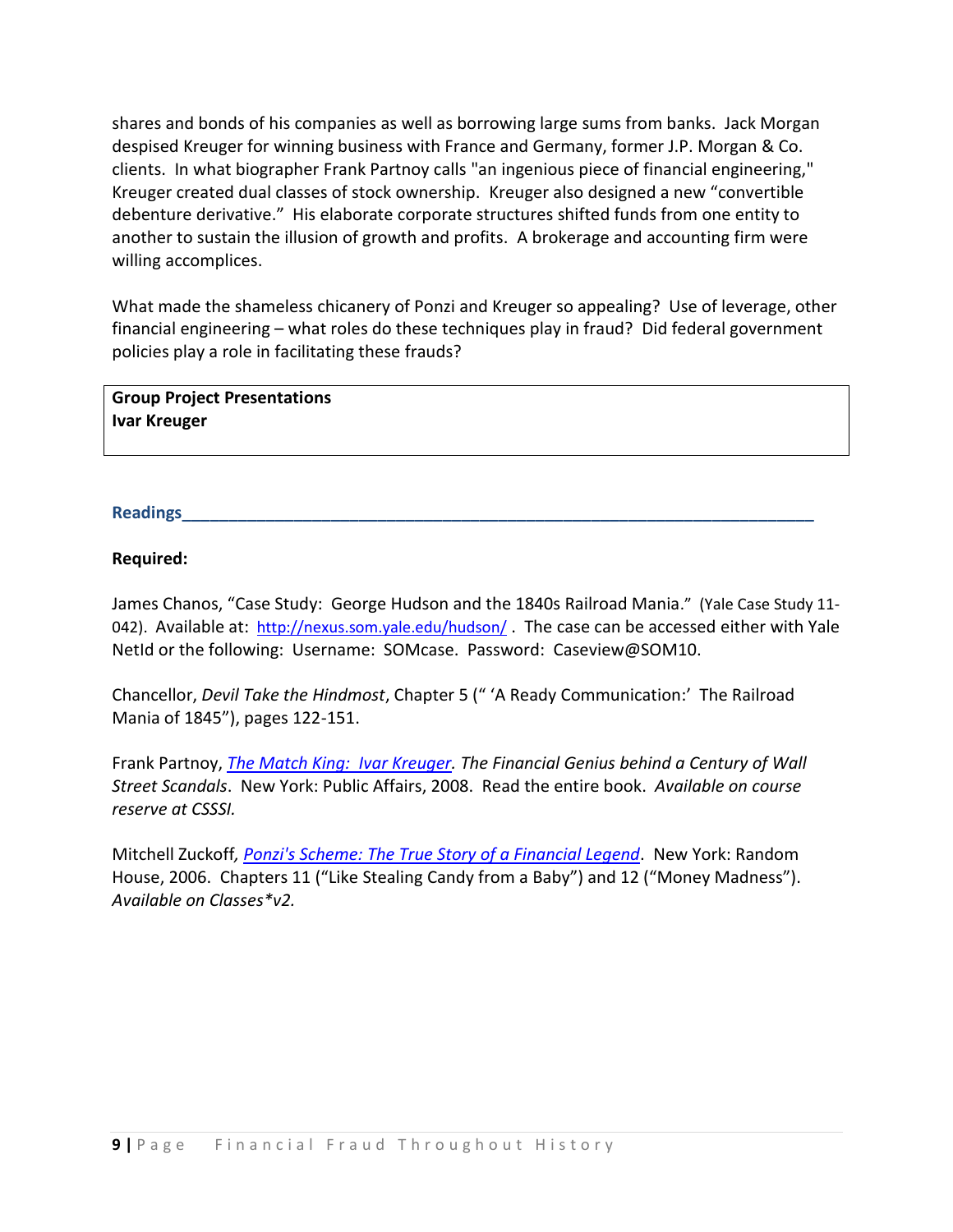shares and bonds of his companies as well as borrowing large sums from banks. Jack Morgan despised Kreuger for winning business with France and Germany, former J.P. Morgan & Co. clients. In what biographer Frank Partnoy calls "an ingenious piece of financial engineering," Kreuger created dual classes of stock ownership. Kreuger also designed a new "convertible debenture derivative." His elaborate corporate structures shifted funds from one entity to another to sustain the illusion of growth and profits. A brokerage and accounting firm were willing accomplices.

What made the shameless chicanery of Ponzi and Kreuger so appealing? Use of leverage, other financial engineering – what roles do these techniques play in fraud? Did federal government policies play a role in facilitating these frauds?

**Group Project Presentations**
**Ivar Kreuger**

## Readings

**Required:**

James Chanos, "Case Study: George Hudson and the 1840s Railroad Mania." (Yale Case Study 11-042). Available at: http://nexus.som.yale.edu/hudson/ . The case can be accessed either with Yale NetId or the following: Username: SOMcase. Password: Caseview@SOM10.

Chancellor, *Devil Take the Hindmost*, Chapter 5 (" 'A Ready Communication:' The Railroad Mania of 1845"), pages 122-151.

Frank Partnoy, *The Match King: Ivar Kreuger. The Financial Genius behind a Century of Wall Street Scandals*. New York: Public Affairs, 2008. Read the entire book. *Available on course reserve at CSSSI.*

Mitchell Zuckoff, *Ponzi's Scheme: The True Story of a Financial Legend*. New York: Random House, 2006. Chapters 11 ("Like Stealing Candy from a Baby") and 12 ("Money Madness"). *Available on Classes*v2.*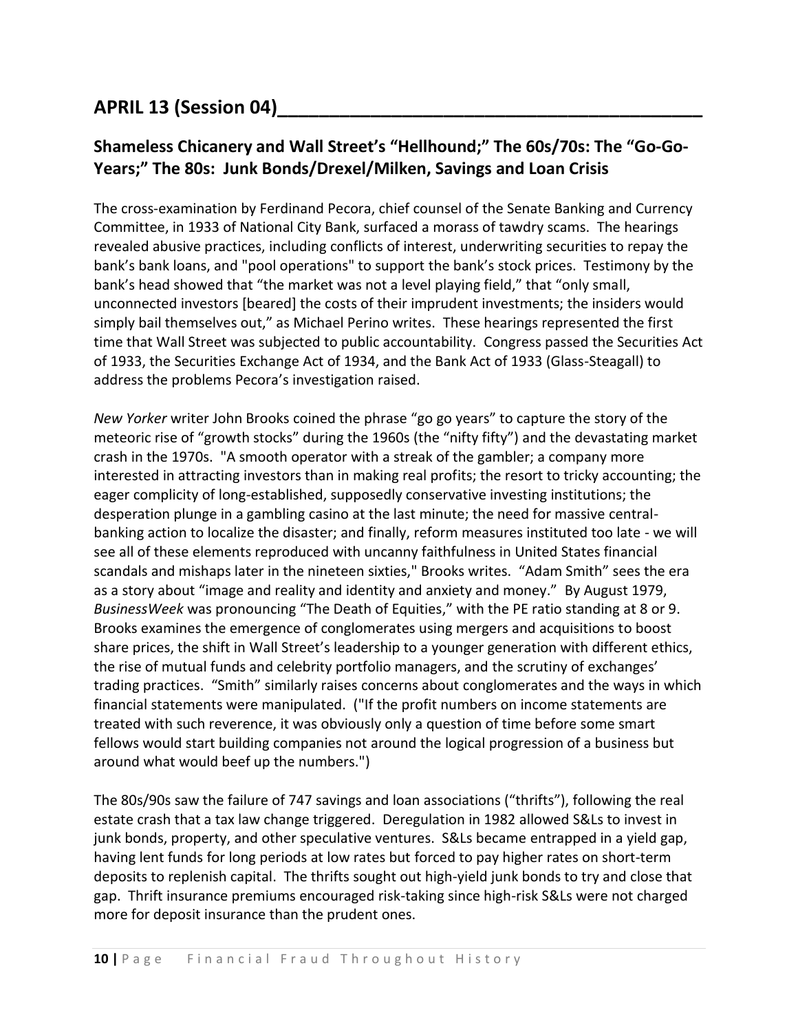## APRIL 13 (Session 04)

### Shameless Chicanery and Wall Street's "Hellhound;" The 60s/70s: The "Go-Go-Years;" The 80s: Junk Bonds/Drexel/Milken, Savings and Loan Crisis

The cross-examination by Ferdinand Pecora, chief counsel of the Senate Banking and Currency Committee, in 1933 of National City Bank, surfaced a morass of tawdry scams. The hearings revealed abusive practices, including conflicts of interest, underwriting securities to repay the bank's bank loans, and "pool operations" to support the bank's stock prices. Testimony by the bank's head showed that "the market was not a level playing field," that "only small, unconnected investors [beared] the costs of their imprudent investments; the insiders would simply bail themselves out," as Michael Perino writes. These hearings represented the first time that Wall Street was subjected to public accountability. Congress passed the Securities Act of 1933, the Securities Exchange Act of 1934, and the Bank Act of 1933 (Glass-Steagall) to address the problems Pecora's investigation raised.

*New Yorker* writer John Brooks coined the phrase "go go years" to capture the story of the meteoric rise of "growth stocks" during the 1960s (the "nifty fifty") and the devastating market crash in the 1970s. "A smooth operator with a streak of the gambler; a company more interested in attracting investors than in making real profits; the resort to tricky accounting; the eager complicity of long-established, supposedly conservative investing institutions; the desperation plunge in a gambling casino at the last minute; the need for massive central-banking action to localize the disaster; and finally, reform measures instituted too late - we will see all of these elements reproduced with uncanny faithfulness in United States financial scandals and mishaps later in the nineteen sixties," Brooks writes. "Adam Smith" sees the era as a story about "image and reality and identity and anxiety and money." By August 1979, *BusinessWeek* was pronouncing "The Death of Equities," with the PE ratio standing at 8 or 9. Brooks examines the emergence of conglomerates using mergers and acquisitions to boost share prices, the shift in Wall Street's leadership to a younger generation with different ethics, the rise of mutual funds and celebrity portfolio managers, and the scrutiny of exchanges' trading practices. "Smith" similarly raises concerns about conglomerates and the ways in which financial statements were manipulated. ("If the profit numbers on income statements are treated with such reverence, it was obviously only a question of time before some smart fellows would start building companies not around the logical progression of a business but around what would beef up the numbers.")

The 80s/90s saw the failure of 747 savings and loan associations ("thrifts"), following the real estate crash that a tax law change triggered. Deregulation in 1982 allowed S&Ls to invest in junk bonds, property, and other speculative ventures. S&Ls became entrapped in a yield gap, having lent funds for long periods at low rates but forced to pay higher rates on short-term deposits to replenish capital. The thrifts sought out high-yield junk bonds to try and close that gap. Thrift insurance premiums encouraged risk-taking since high-risk S&Ls were not charged more for deposit insurance than the prudent ones.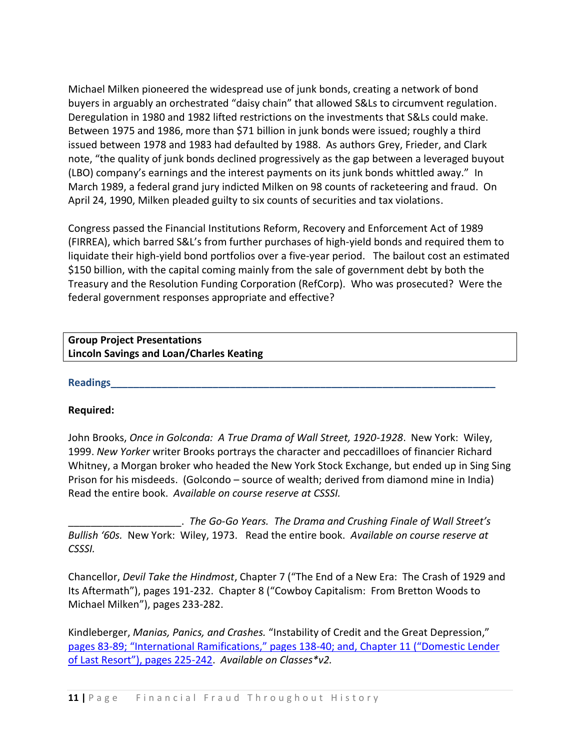Michael Milken pioneered the widespread use of junk bonds, creating a network of bond buyers in arguably an orchestrated "daisy chain" that allowed S&Ls to circumvent regulation. Deregulation in 1980 and 1982 lifted restrictions on the investments that S&Ls could make. Between 1975 and 1986, more than $71 billion in junk bonds were issued; roughly a third issued between 1978 and 1983 had defaulted by 1988. As authors Grey, Frieder, and Clark note, "the quality of junk bonds declined progressively as the gap between a leveraged buyout (LBO) company's earnings and the interest payments on its junk bonds whittled away." In March 1989, a federal grand jury indicted Milken on 98 counts of racketeering and fraud. On April 24, 1990, Milken pleaded guilty to six counts of securities and tax violations.

Congress passed the Financial Institutions Reform, Recovery and Enforcement Act of 1989 (FIRREA), which barred S&L's from further purchases of high-yield bonds and required them to liquidate their high-yield bond portfolios over a five-year period. The bailout cost an estimated $150 billion, with the capital coming mainly from the sale of government debt by both the Treasury and the Resolution Funding Corporation (RefCorp). Who was prosecuted? Were the federal government responses appropriate and effective?

**Group Project Presentations**
**Lincoln Savings and Loan/Charles Keating**

## Readings

**Required:**

John Brooks, *Once in Golconda: A True Drama of Wall Street, 1920-1928*. New York: Wiley, 1999. *New Yorker* writer Brooks portrays the character and peccadilloes of financier Richard Whitney, a Morgan broker who headed the New York Stock Exchange, but ended up in Sing Sing Prison for his misdeeds. (Golcondo – source of wealth; derived from diamond mine in India) Read the entire book. *Available on course reserve at CSSSI.*

____________________. *The Go-Go Years. The Drama and Crushing Finale of Wall Street's Bullish '60s.* New York: Wiley, 1973. Read the entire book. *Available on course reserve at CSSSI.*

Chancellor, *Devil Take the Hindmost*, Chapter 7 ("The End of a New Era: The Crash of 1929 and Its Aftermath"), pages 191-232. Chapter 8 ("Cowboy Capitalism: From Bretton Woods to Michael Milken"), pages 233-282.

Kindleberger, *Manias, Panics, and Crashes.* "Instability of Credit and the Great Depression," pages 83-89; "International Ramifications," pages 138-40; and, Chapter 11 ("Domestic Lender of Last Resort"), pages 225-242. *Available on Classes*v2.*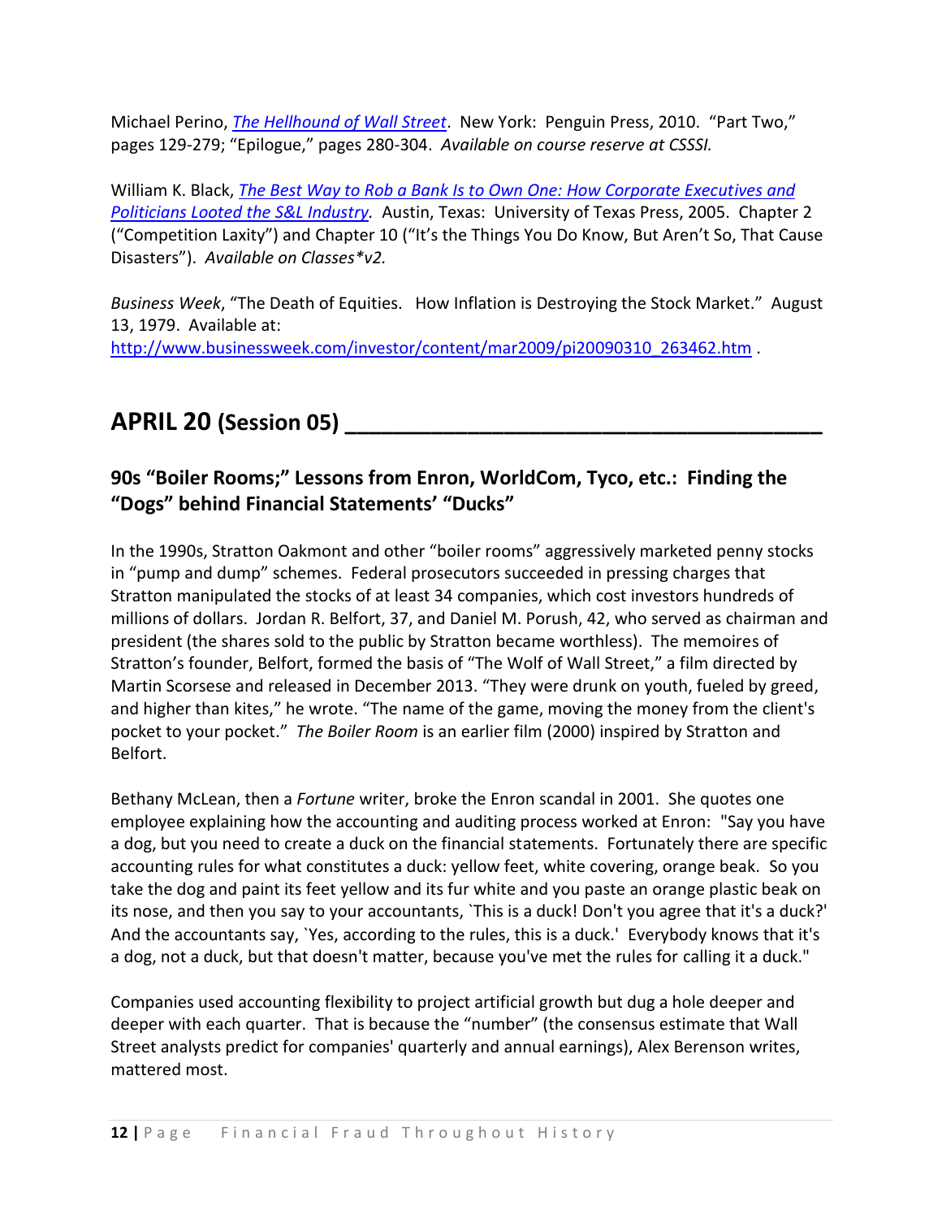Michael Perino, [*The Hellhound of Wall Street*](). New York: Penguin Press, 2010. "Part Two," pages 129-279; "Epilogue," pages 280-304. *Available on course reserve at CSSSI.*

William K. Black, [*The Best Way to Rob a Bank Is to Own One: How Corporate Executives and Politicians Looted the S&L Industry*](). Austin, Texas: University of Texas Press, 2005. Chapter 2 ("Competition Laxity") and Chapter 10 ("It's the Things You Do Know, But Aren't So, That Cause Disasters"). *Available on Classes*v2.*

*Business Week*, "The Death of Equities. How Inflation is Destroying the Stock Market." August 13, 1979. Available at: http://www.businessweek.com/investor/content/mar2009/pi20090310_263462.htm .

## APRIL 20 (Session 05) ________________________________

### 90s "Boiler Rooms;" Lessons from Enron, WorldCom, Tyco, etc.: Finding the "Dogs" behind Financial Statements' "Ducks"

In the 1990s, Stratton Oakmont and other "boiler rooms" aggressively marketed penny stocks in "pump and dump" schemes. Federal prosecutors succeeded in pressing charges that Stratton manipulated the stocks of at least 34 companies, which cost investors hundreds of millions of dollars. Jordan R. Belfort, 37, and Daniel M. Porush, 42, who served as chairman and president (the shares sold to the public by Stratton became worthless). The memoires of Stratton's founder, Belfort, formed the basis of "The Wolf of Wall Street," a film directed by Martin Scorsese and released in December 2013. "They were drunk on youth, fueled by greed, and higher than kites," he wrote. "The name of the game, moving the money from the client's pocket to your pocket." *The Boiler Room* is an earlier film (2000) inspired by Stratton and Belfort.

Bethany McLean, then a *Fortune* writer, broke the Enron scandal in 2001. She quotes one employee explaining how the accounting and auditing process worked at Enron: "Say you have a dog, but you need to create a duck on the financial statements. Fortunately there are specific accounting rules for what constitutes a duck: yellow feet, white covering, orange beak. So you take the dog and paint its feet yellow and its fur white and you paste an orange plastic beak on its nose, and then you say to your accountants, `This is a duck! Don't you agree that it's a duck?' And the accountants say, `Yes, according to the rules, this is a duck.' Everybody knows that it's a dog, not a duck, but that doesn't matter, because you've met the rules for calling it a duck."

Companies used accounting flexibility to project artificial growth but dug a hole deeper and deeper with each quarter. That is because the "number" (the consensus estimate that Wall Street analysts predict for companies' quarterly and annual earnings), Alex Berenson writes, mattered most.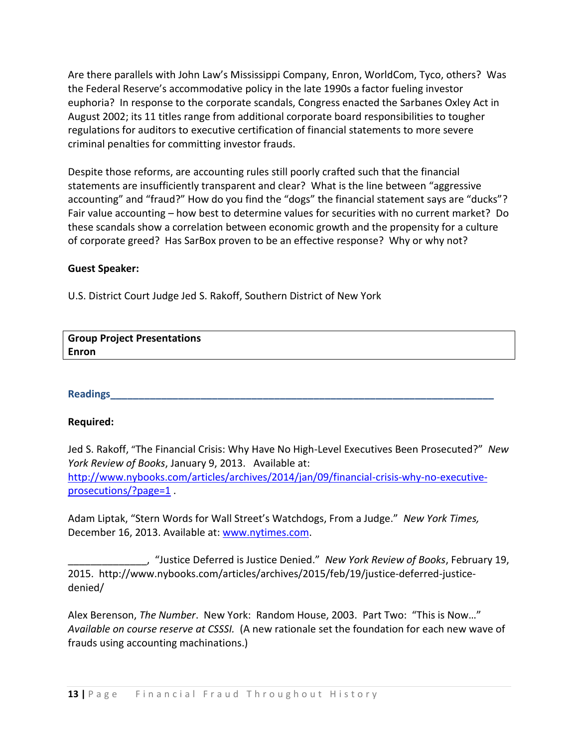Are there parallels with John Law's Mississippi Company, Enron, WorldCom, Tyco, others? Was the Federal Reserve's accommodative policy in the late 1990s a factor fueling investor euphoria? In response to the corporate scandals, Congress enacted the Sarbanes Oxley Act in August 2002; its 11 titles range from additional corporate board responsibilities to tougher regulations for auditors to executive certification of financial statements to more severe criminal penalties for committing investor frauds.

Despite those reforms, are accounting rules still poorly crafted such that the financial statements are insufficiently transparent and clear? What is the line between "aggressive accounting" and "fraud?" How do you find the "dogs" the financial statement says are "ducks"? Fair value accounting – how best to determine values for securities with no current market? Do these scandals show a correlation between economic growth and the propensity for a culture of corporate greed? Has SarBox proven to be an effective response? Why or why not?

**Guest Speaker:**

U.S. District Court Judge Jed S. Rakoff, Southern District of New York

| **Group Project Presentations**<br>**Enron** |
|---|

## Readings

**Required:**

Jed S. Rakoff, "The Financial Crisis: Why Have No High-Level Executives Been Prosecuted?" *New York Review of Books*, January 9, 2013. Available at: http://www.nybooks.com/articles/archives/2014/jan/09/financial-crisis-why-no-executive-prosecutions/?page=1 .

Adam Liptak, "Stern Words for Wall Street's Watchdogs, From a Judge." *New York Times,* December 16, 2013. Available at: www.nytimes.com.

______________, "Justice Deferred is Justice Denied." *New York Review of Books*, February 19, 2015. http://www.nybooks.com/articles/archives/2015/feb/19/justice-deferred-justice-denied/

Alex Berenson, *The Number*. New York: Random House, 2003. Part Two: "This is Now…" *Available on course reserve at CSSSI.* (A new rationale set the foundation for each new wave of frauds using accounting machinations.)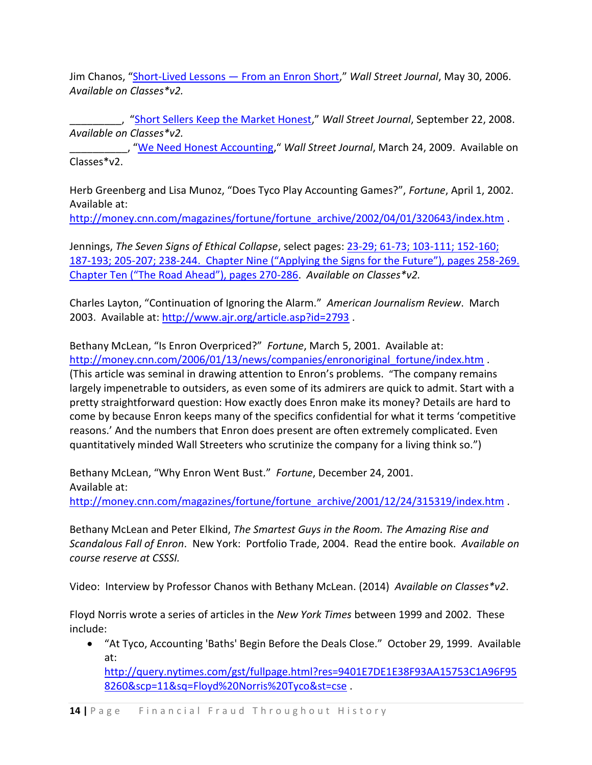Jim Chanos, "Short-Lived Lessons — From an Enron Short," *Wall Street Journal*, May 30, 2006. *Available on Classes*v2.*

_________, "Short Sellers Keep the Market Honest," *Wall Street Journal*, September 22, 2008. *Available on Classes*v2.*

__________, "We Need Honest Accounting," *Wall Street Journal*, March 24, 2009. Available on Classes*v2.

Herb Greenberg and Lisa Munoz, "Does Tyco Play Accounting Games?", *Fortune*, April 1, 2002. Available at: http://money.cnn.com/magazines/fortune/fortune_archive/2002/04/01/320643/index.htm .

Jennings, *The Seven Signs of Ethical Collapse*, select pages: 23-29; 61-73; 103-111; 152-160; 187-193; 205-207; 238-244. Chapter Nine ("Applying the Signs for the Future"), pages 258-269. Chapter Ten ("The Road Ahead"), pages 270-286. *Available on Classes*v2.*

Charles Layton, "Continuation of Ignoring the Alarm." *American Journalism Review*. March 2003. Available at: http://www.ajr.org/article.asp?id=2793 .

Bethany McLean, "Is Enron Overpriced?" *Fortune*, March 5, 2001. Available at: http://money.cnn.com/2006/01/13/news/companies/enronoriginal_fortune/index.htm . (This article was seminal in drawing attention to Enron's problems. "The company remains largely impenetrable to outsiders, as even some of its admirers are quick to admit. Start with a pretty straightforward question: How exactly does Enron make its money? Details are hard to come by because Enron keeps many of the specifics confidential for what it terms 'competitive reasons.' And the numbers that Enron does present are often extremely complicated. Even quantitatively minded Wall Streeters who scrutinize the company for a living think so.")

Bethany McLean, "Why Enron Went Bust." *Fortune*, December 24, 2001. Available at: http://money.cnn.com/magazines/fortune/fortune_archive/2001/12/24/315319/index.htm .

Bethany McLean and Peter Elkind, *The Smartest Guys in the Room. The Amazing Rise and Scandalous Fall of Enron*. New York: Portfolio Trade, 2004. Read the entire book. *Available on course reserve at CSSSI.*

Video: Interview by Professor Chanos with Bethany McLean. (2014) *Available on Classes*v2*.

Floyd Norris wrote a series of articles in the *New York Times* between 1999 and 2002. These include:

- "At Tyco, Accounting 'Baths' Begin Before the Deals Close." October 29, 1999. Available at: http://query.nytimes.com/gst/fullpage.html?res=9401E7DE1E38F93AA15753C1A96F958260&scp=11&sq=Floyd%20Norris%20Tyco&st=cse .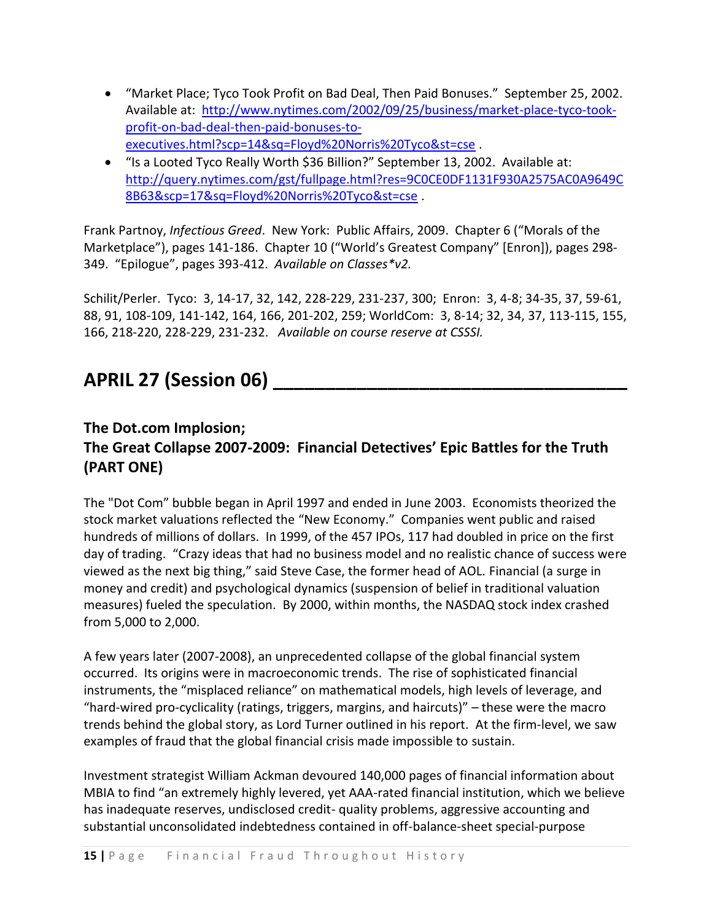- "Market Place; Tyco Took Profit on Bad Deal, Then Paid Bonuses." September 25, 2002. Available at: http://www.nytimes.com/2002/09/25/business/market-place-tyco-took-profit-on-bad-deal-then-paid-bonuses-to-executives.html?scp=14&sq=Floyd%20Norris%20Tyco&st=cse .
- "Is a Looted Tyco Really Worth $36 Billion?" September 13, 2002. Available at: http://query.nytimes.com/gst/fullpage.html?res=9C0CE0DF1131F930A2575AC0A9649C8B63&scp=17&sq=Floyd%20Norris%20Tyco&st=cse .

Frank Partnoy, *Infectious Greed*. New York: Public Affairs, 2009. Chapter 6 ("Morals of the Marketplace"), pages 141-186. Chapter 10 ("World's Greatest Company" [Enron]), pages 298-349. "Epilogue", pages 393-412. *Available on Classes*v2.*

Schilit/Perler. Tyco: 3, 14-17, 32, 142, 228-229, 231-237, 300; Enron: 3, 4-8; 34-35, 37, 59-61, 88, 91, 108-109, 141-142, 164, 166, 201-202, 259; WorldCom: 3, 8-14; 32, 34, 37, 113-115, 155, 166, 218-220, 228-229, 231-232. *Available on course reserve at CSSSI.*

## APRIL 27 (Session 06) ________________________________

### The Dot.com Implosion; The Great Collapse 2007-2009: Financial Detectives' Epic Battles for the Truth (PART ONE)

The "Dot Com" bubble began in April 1997 and ended in June 2003. Economists theorized the stock market valuations reflected the "New Economy." Companies went public and raised hundreds of millions of dollars. In 1999, of the 457 IPOs, 117 had doubled in price on the first day of trading. "Crazy ideas that had no business model and no realistic chance of success were viewed as the next big thing," said Steve Case, the former head of AOL. Financial (a surge in money and credit) and psychological dynamics (suspension of belief in traditional valuation measures) fueled the speculation. By 2000, within months, the NASDAQ stock index crashed from 5,000 to 2,000.

A few years later (2007-2008), an unprecedented collapse of the global financial system occurred. Its origins were in macroeconomic trends. The rise of sophisticated financial instruments, the "misplaced reliance" on mathematical models, high levels of leverage, and "hard-wired pro-cyclicality (ratings, triggers, margins, and haircuts)" – these were the macro trends behind the global story, as Lord Turner outlined in his report. At the firm-level, we saw examples of fraud that the global financial crisis made impossible to sustain.

Investment strategist William Ackman devoured 140,000 pages of financial information about MBIA to find "an extremely highly levered, yet AAA-rated financial institution, which we believe has inadequate reserves, undisclosed credit- quality problems, aggressive accounting and substantial unconsolidated indebtedness contained in off-balance-sheet special-purpose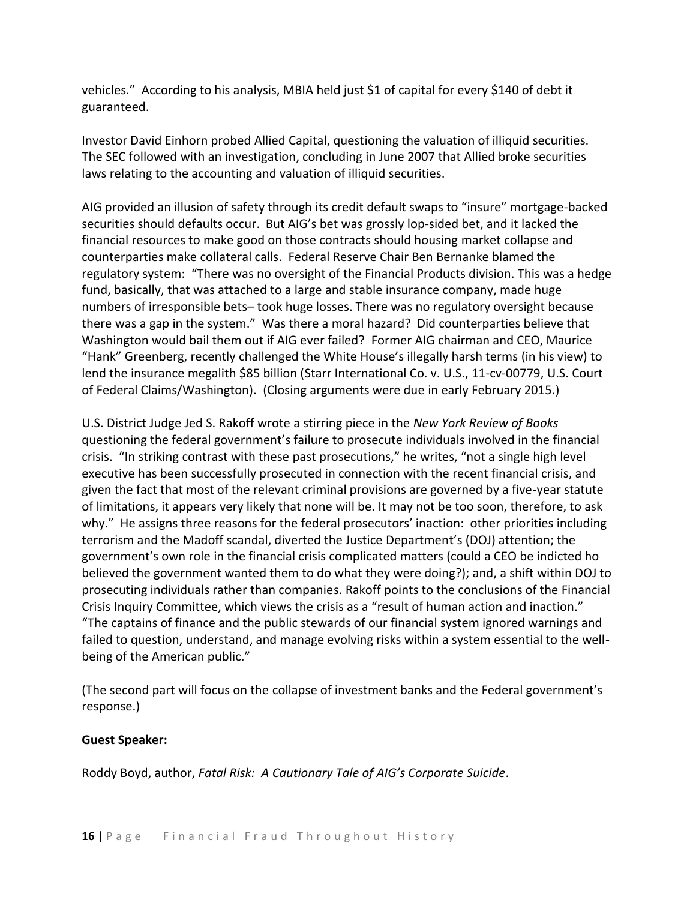vehicles." According to his analysis, MBIA held just $1 of capital for every $140 of debt it guaranteed.

Investor David Einhorn probed Allied Capital, questioning the valuation of illiquid securities. The SEC followed with an investigation, concluding in June 2007 that Allied broke securities laws relating to the accounting and valuation of illiquid securities.

AIG provided an illusion of safety through its credit default swaps to "insure" mortgage-backed securities should defaults occur. But AIG's bet was grossly lop-sided bet, and it lacked the financial resources to make good on those contracts should housing market collapse and counterparties make collateral calls. Federal Reserve Chair Ben Bernanke blamed the regulatory system: "There was no oversight of the Financial Products division. This was a hedge fund, basically, that was attached to a large and stable insurance company, made huge numbers of irresponsible bets– took huge losses. There was no regulatory oversight because there was a gap in the system." Was there a moral hazard? Did counterparties believe that Washington would bail them out if AIG ever failed? Former AIG chairman and CEO, Maurice "Hank" Greenberg, recently challenged the White House's illegally harsh terms (in his view) to lend the insurance megalith $85 billion (Starr International Co. v. U.S., 11-cv-00779, U.S. Court of Federal Claims/Washington). (Closing arguments were due in early February 2015.)

U.S. District Judge Jed S. Rakoff wrote a stirring piece in the *New York Review of Books* questioning the federal government's failure to prosecute individuals involved in the financial crisis. "In striking contrast with these past prosecutions," he writes, "not a single high level executive has been successfully prosecuted in connection with the recent financial crisis, and given the fact that most of the relevant criminal provisions are governed by a five-year statute of limitations, it appears very likely that none will be. It may not be too soon, therefore, to ask why." He assigns three reasons for the federal prosecutors' inaction: other priorities including terrorism and the Madoff scandal, diverted the Justice Department's (DOJ) attention; the government's own role in the financial crisis complicated matters (could a CEO be indicted ho believed the government wanted them to do what they were doing?); and, a shift within DOJ to prosecuting individuals rather than companies. Rakoff points to the conclusions of the Financial Crisis Inquiry Committee, which views the crisis as a "result of human action and inaction." "The captains of finance and the public stewards of our financial system ignored warnings and failed to question, understand, and manage evolving risks within a system essential to the well-being of the American public."

(The second part will focus on the collapse of investment banks and the Federal government's response.)

**Guest Speaker:**

Roddy Boyd, author, *Fatal Risk: A Cautionary Tale of AIG's Corporate Suicide*.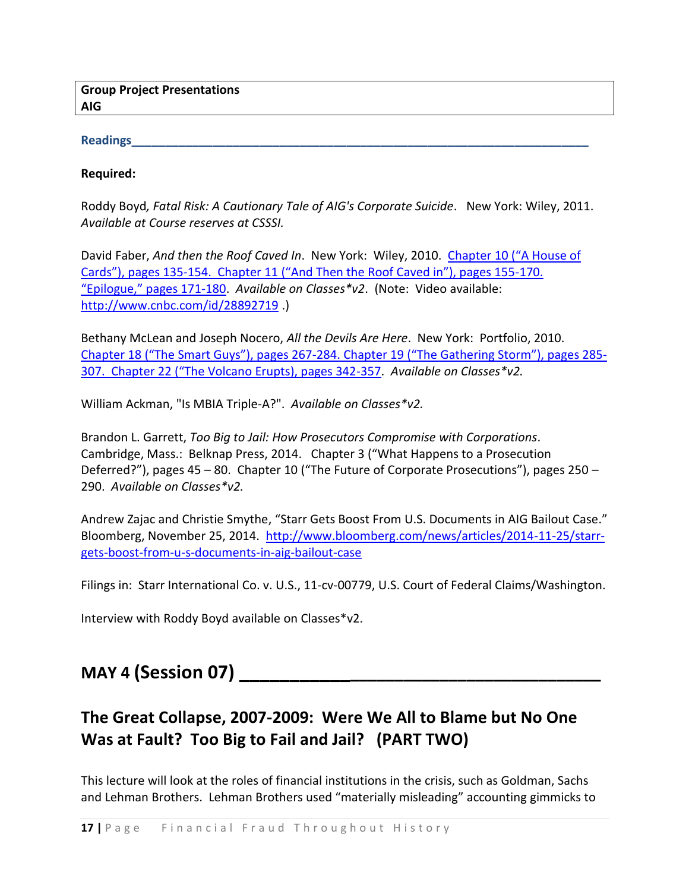**Group Project Presentations**
**AIG**

**Readings**

**Required:**

Roddy Boyd*, Fatal Risk: A Cautionary Tale of AIG's Corporate Suicide*. New York: Wiley, 2011. *Available at Course reserves at CSSSI.*

David Faber, *And then the Roof Caved In*. New York: Wiley, 2010. Chapter 10 ("A House of Cards"), pages 135-154. Chapter 11 ("And Then the Roof Caved in"), pages 155-170. "Epilogue," pages 171-180. *Available on Classes*v2*. (Note: Video available: http://www.cnbc.com/id/28892719 .)

Bethany McLean and Joseph Nocero, *All the Devils Are Here*. New York: Portfolio, 2010. Chapter 18 ("The Smart Guys"), pages 267-284. Chapter 19 ("The Gathering Storm"), pages 285-307. Chapter 22 ("The Volcano Erupts), pages 342-357. *Available on Classes*v2.*

William Ackman, "Is MBIA Triple-A?". *Available on Classes*v2.*

Brandon L. Garrett, *Too Big to Jail: How Prosecutors Compromise with Corporations*. Cambridge, Mass.: Belknap Press, 2014. Chapter 3 ("What Happens to a Prosecution Deferred?"), pages 45 – 80. Chapter 10 ("The Future of Corporate Prosecutions"), pages 250 – 290. *Available on Classes*v2.*

Andrew Zajac and Christie Smythe, "Starr Gets Boost From U.S. Documents in AIG Bailout Case." Bloomberg, November 25, 2014. http://www.bloomberg.com/news/articles/2014-11-25/starr-gets-boost-from-u-s-documents-in-aig-bailout-case

Filings in: Starr International Co. v. U.S., 11-cv-00779, U.S. Court of Federal Claims/Washington.

Interview with Roddy Boyd available on Classes*v2.

## MAY 4 (Session 07)

## The Great Collapse, 2007-2009: Were We All to Blame but No One Was at Fault? Too Big to Fail and Jail? (PART TWO)

This lecture will look at the roles of financial institutions in the crisis, such as Goldman, Sachs and Lehman Brothers. Lehman Brothers used "materially misleading" accounting gimmicks to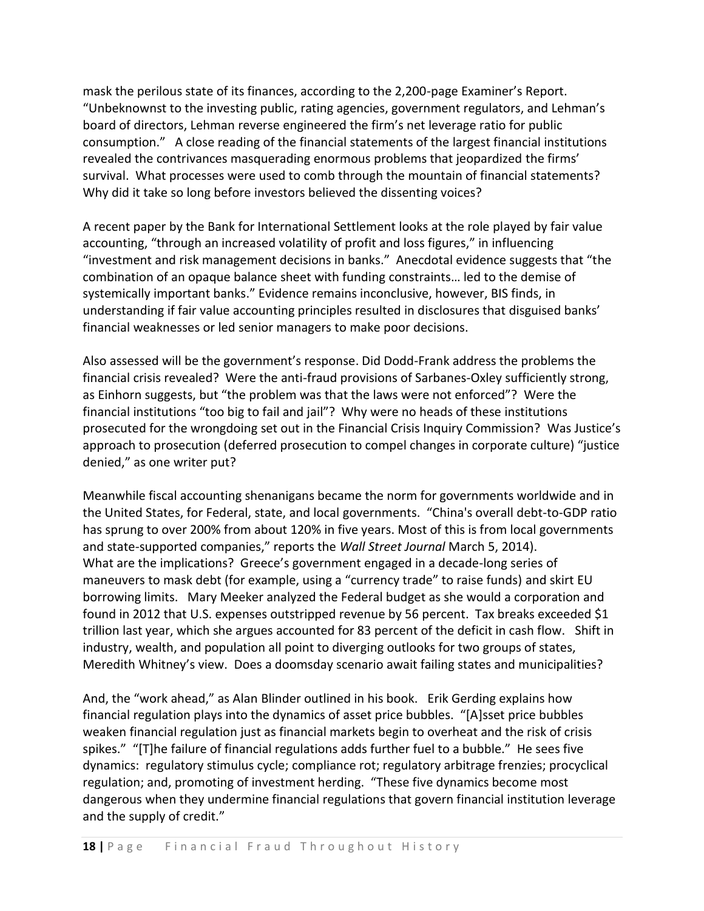mask the perilous state of its finances, according to the 2,200-page Examiner's Report. "Unbeknownst to the investing public, rating agencies, government regulators, and Lehman's board of directors, Lehman reverse engineered the firm's net leverage ratio for public consumption." A close reading of the financial statements of the largest financial institutions revealed the contrivances masquerading enormous problems that jeopardized the firms' survival. What processes were used to comb through the mountain of financial statements? Why did it take so long before investors believed the dissenting voices?

A recent paper by the Bank for International Settlement looks at the role played by fair value accounting, "through an increased volatility of profit and loss figures," in influencing "investment and risk management decisions in banks." Anecdotal evidence suggests that "the combination of an opaque balance sheet with funding constraints… led to the demise of systemically important banks." Evidence remains inconclusive, however, BIS finds, in understanding if fair value accounting principles resulted in disclosures that disguised banks' financial weaknesses or led senior managers to make poor decisions.

Also assessed will be the government's response. Did Dodd-Frank address the problems the financial crisis revealed? Were the anti-fraud provisions of Sarbanes-Oxley sufficiently strong, as Einhorn suggests, but "the problem was that the laws were not enforced"? Were the financial institutions "too big to fail and jail"? Why were no heads of these institutions prosecuted for the wrongdoing set out in the Financial Crisis Inquiry Commission? Was Justice's approach to prosecution (deferred prosecution to compel changes in corporate culture) "justice denied," as one writer put?

Meanwhile fiscal accounting shenanigans became the norm for governments worldwide and in the United States, for Federal, state, and local governments. "China's overall debt-to-GDP ratio has sprung to over 200% from about 120% in five years. Most of this is from local governments and state-supported companies," reports the *Wall Street Journal* March 5, 2014). What are the implications? Greece's government engaged in a decade-long series of maneuvers to mask debt (for example, using a "currency trade" to raise funds) and skirt EU borrowing limits. Mary Meeker analyzed the Federal budget as she would a corporation and found in 2012 that U.S. expenses outstripped revenue by 56 percent. Tax breaks exceeded $1 trillion last year, which she argues accounted for 83 percent of the deficit in cash flow. Shift in industry, wealth, and population all point to diverging outlooks for two groups of states, Meredith Whitney's view. Does a doomsday scenario await failing states and municipalities?

And, the "work ahead," as Alan Blinder outlined in his book. Erik Gerding explains how financial regulation plays into the dynamics of asset price bubbles. "[A]sset price bubbles weaken financial regulation just as financial markets begin to overheat and the risk of crisis spikes." "[T]he failure of financial regulations adds further fuel to a bubble." He sees five dynamics: regulatory stimulus cycle; compliance rot; regulatory arbitrage frenzies; procyclical regulation; and, promoting of investment herding. "These five dynamics become most dangerous when they undermine financial regulations that govern financial institution leverage and the supply of credit."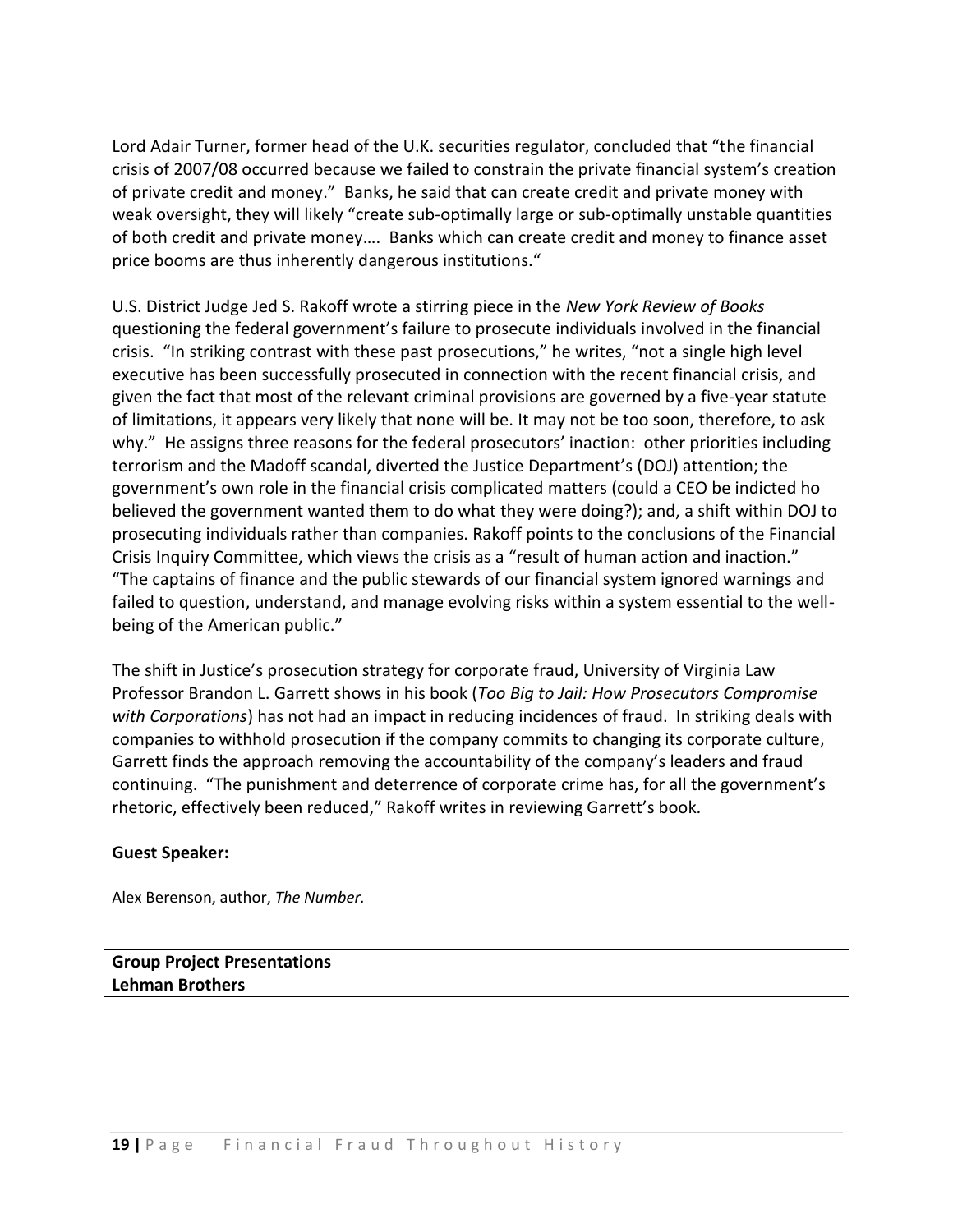Lord Adair Turner, former head of the U.K. securities regulator, concluded that "the financial crisis of 2007/08 occurred because we failed to constrain the private financial system's creation of private credit and money." Banks, he said that can create credit and private money with weak oversight, they will likely "create sub-optimally large or sub-optimally unstable quantities of both credit and private money…. Banks which can create credit and money to finance asset price booms are thus inherently dangerous institutions."

U.S. District Judge Jed S. Rakoff wrote a stirring piece in the *New York Review of Books* questioning the federal government's failure to prosecute individuals involved in the financial crisis. "In striking contrast with these past prosecutions," he writes, "not a single high level executive has been successfully prosecuted in connection with the recent financial crisis, and given the fact that most of the relevant criminal provisions are governed by a five-year statute of limitations, it appears very likely that none will be. It may not be too soon, therefore, to ask why." He assigns three reasons for the federal prosecutors' inaction: other priorities including terrorism and the Madoff scandal, diverted the Justice Department's (DOJ) attention; the government's own role in the financial crisis complicated matters (could a CEO be indicted ho believed the government wanted them to do what they were doing?); and, a shift within DOJ to prosecuting individuals rather than companies. Rakoff points to the conclusions of the Financial Crisis Inquiry Committee, which views the crisis as a "result of human action and inaction." "The captains of finance and the public stewards of our financial system ignored warnings and failed to question, understand, and manage evolving risks within a system essential to the well-being of the American public."

The shift in Justice's prosecution strategy for corporate fraud, University of Virginia Law Professor Brandon L. Garrett shows in his book (*Too Big to Jail: How Prosecutors Compromise with Corporations*) has not had an impact in reducing incidences of fraud. In striking deals with companies to withhold prosecution if the company commits to changing its corporate culture, Garrett finds the approach removing the accountability of the company's leaders and fraud continuing. "The punishment and deterrence of corporate crime has, for all the government's rhetoric, effectively been reduced," Rakoff writes in reviewing Garrett's book.

**Guest Speaker:**

Alex Berenson, author, *The Number.*

**Group Project Presentations**
**Lehman Brothers**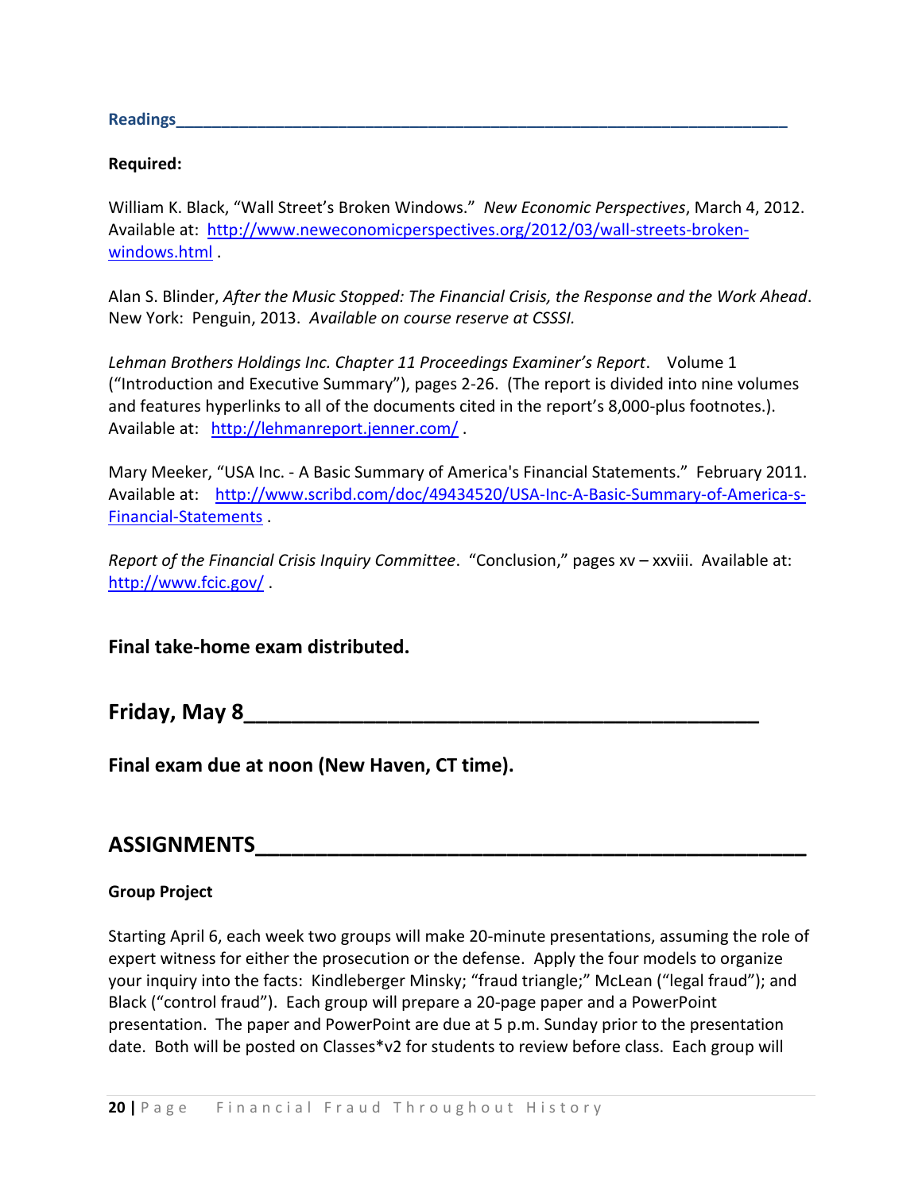**Readings**

**Required:**

William K. Black, "Wall Street's Broken Windows." *New Economic Perspectives*, March 4, 2012. Available at: http://www.neweconomicperspectives.org/2012/03/wall-streets-broken-windows.html .

Alan S. Blinder, *After the Music Stopped: The Financial Crisis, the Response and the Work Ahead*. New York: Penguin, 2013. *Available on course reserve at CSSSI.*

*Lehman Brothers Holdings Inc. Chapter 11 Proceedings Examiner's Report*. Volume 1 ("Introduction and Executive Summary"), pages 2-26. (The report is divided into nine volumes and features hyperlinks to all of the documents cited in the report's 8,000-plus footnotes.). Available at: http://lehmanreport.jenner.com/ .

Mary Meeker, "USA Inc. - A Basic Summary of America's Financial Statements." February 2011. Available at: http://www.scribd.com/doc/49434520/USA-Inc-A-Basic-Summary-of-America-s-Financial-Statements .

*Report of the Financial Crisis Inquiry Committee*. "Conclusion," pages xv – xxviii. Available at: http://www.fcic.gov/ .

**Final take-home exam distributed.**

## Friday, May 8

**Final exam due at noon (New Haven, CT time).**

## ASSIGNMENTS

**Group Project**

Starting April 6, each week two groups will make 20-minute presentations, assuming the role of expert witness for either the prosecution or the defense. Apply the four models to organize your inquiry into the facts: Kindleberger Minsky; "fraud triangle;" McLean ("legal fraud"); and Black ("control fraud"). Each group will prepare a 20-page paper and a PowerPoint presentation. The paper and PowerPoint are due at 5 p.m. Sunday prior to the presentation date. Both will be posted on Classes*v2 for students to review before class. Each group will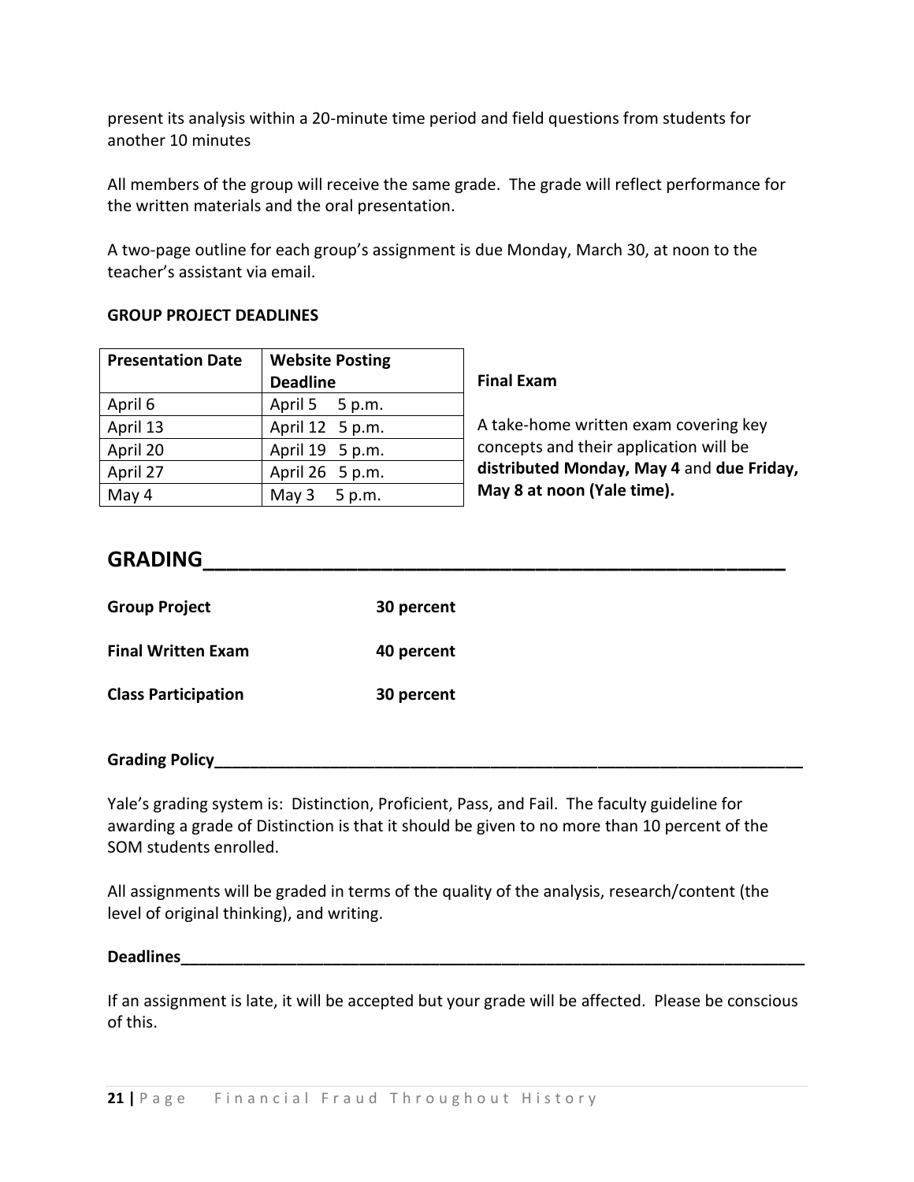present its analysis within a 20-minute time period and field questions from students for another 10 minutes

All members of the group will receive the same grade. The grade will reflect performance for the written materials and the oral presentation.

A two-page outline for each group's assignment is due Monday, March 30, at noon to the teacher's assistant via email.

**GROUP PROJECT DEADLINES**

| Presentation Date | Website Posting Deadline |
|---|---|
| April 6 | April 5 5 p.m. |
| April 13 | April 12 5 p.m. |
| April 20 | April 19 5 p.m. |
| April 27 | April 26 5 p.m. |
| May 4 | May 3 5 p.m. |

**Final Exam**

A take-home written exam covering key concepts and their application will be **distributed Monday, May 4** and **due Friday, May 8 at noon (Yale time).**

## GRADING

**Group Project** **30 percent**

**Final Written Exam** **40 percent**

**Class Participation** **30 percent**

**Grading Policy**

Yale's grading system is: Distinction, Proficient, Pass, and Fail. The faculty guideline for awarding a grade of Distinction is that it should be given to no more than 10 percent of the SOM students enrolled.

All assignments will be graded in terms of the quality of the analysis, research/content (the level of original thinking), and writing.

**Deadlines**

If an assignment is late, it will be accepted but your grade will be affected. Please be conscious of this.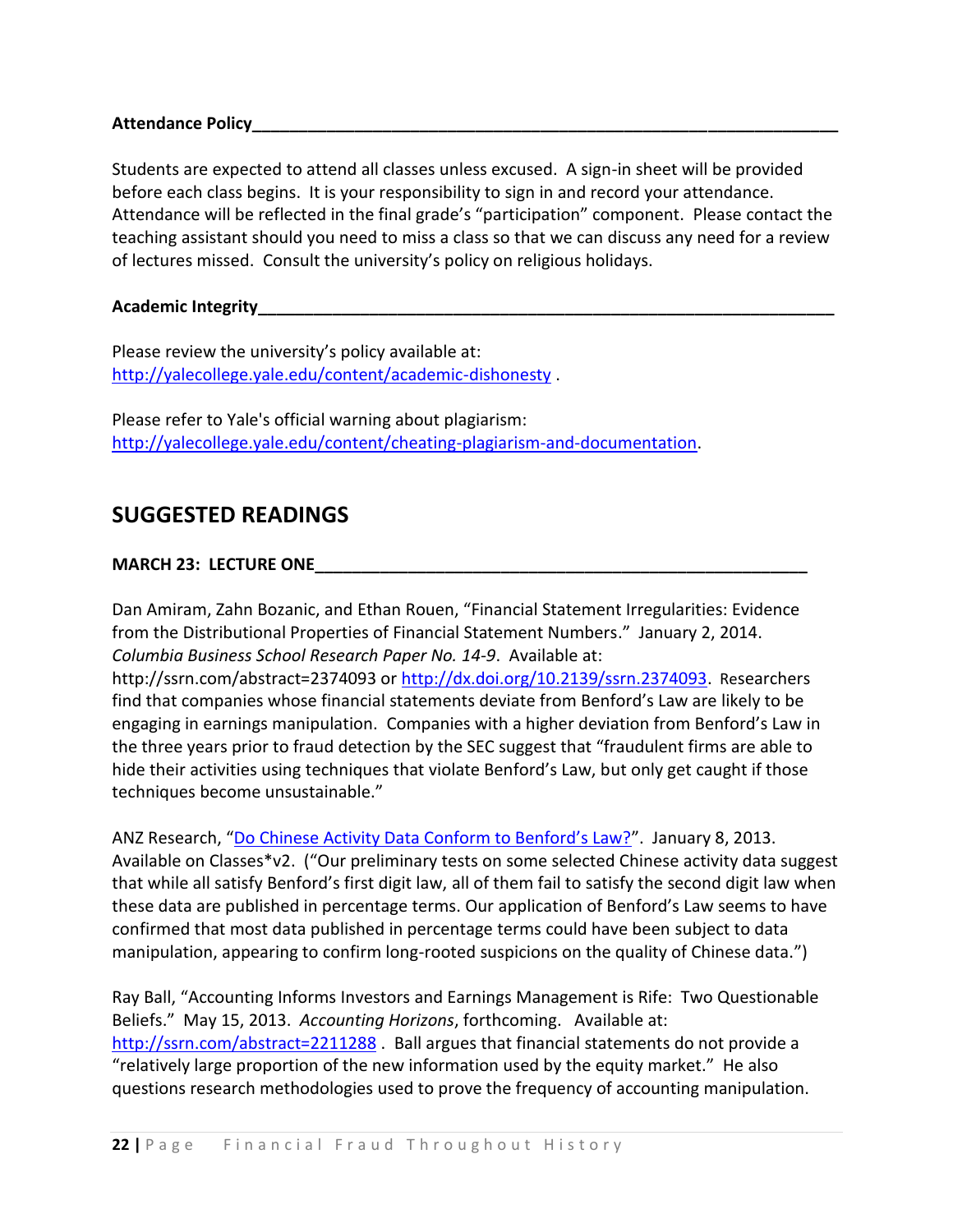**Attendance Policy**

Students are expected to attend all classes unless excused. A sign-in sheet will be provided before each class begins. It is your responsibility to sign in and record your attendance. Attendance will be reflected in the final grade's "participation" component. Please contact the teaching assistant should you need to miss a class so that we can discuss any need for a review of lectures missed. Consult the university's policy on religious holidays.

**Academic Integrity**

Please review the university's policy available at: http://yalecollege.yale.edu/content/academic-dishonesty .

Please refer to Yale's official warning about plagiarism: http://yalecollege.yale.edu/content/cheating-plagiarism-and-documentation.

## SUGGESTED READINGS

**MARCH 23: LECTURE ONE**

Dan Amiram, Zahn Bozanic, and Ethan Rouen, "Financial Statement Irregularities: Evidence from the Distributional Properties of Financial Statement Numbers." January 2, 2014. *Columbia Business School Research Paper No. 14-9*. Available at: http://ssrn.com/abstract=2374093 or http://dx.doi.org/10.2139/ssrn.2374093. Researchers find that companies whose financial statements deviate from Benford's Law are likely to be engaging in earnings manipulation. Companies with a higher deviation from Benford's Law in the three years prior to fraud detection by the SEC suggest that "fraudulent firms are able to hide their activities using techniques that violate Benford's Law, but only get caught if those techniques become unsustainable."

ANZ Research, "Do Chinese Activity Data Conform to Benford's Law?". January 8, 2013. Available on Classes*v2. ("Our preliminary tests on some selected Chinese activity data suggest that while all satisfy Benford's first digit law, all of them fail to satisfy the second digit law when these data are published in percentage terms. Our application of Benford's Law seems to have confirmed that most data published in percentage terms could have been subject to data manipulation, appearing to confirm long-rooted suspicions on the quality of Chinese data.")

Ray Ball, "Accounting Informs Investors and Earnings Management is Rife: Two Questionable Beliefs." May 15, 2013. *Accounting Horizons*, forthcoming. Available at: http://ssrn.com/abstract=2211288 . Ball argues that financial statements do not provide a "relatively large proportion of the new information used by the equity market." He also questions research methodologies used to prove the frequency of accounting manipulation.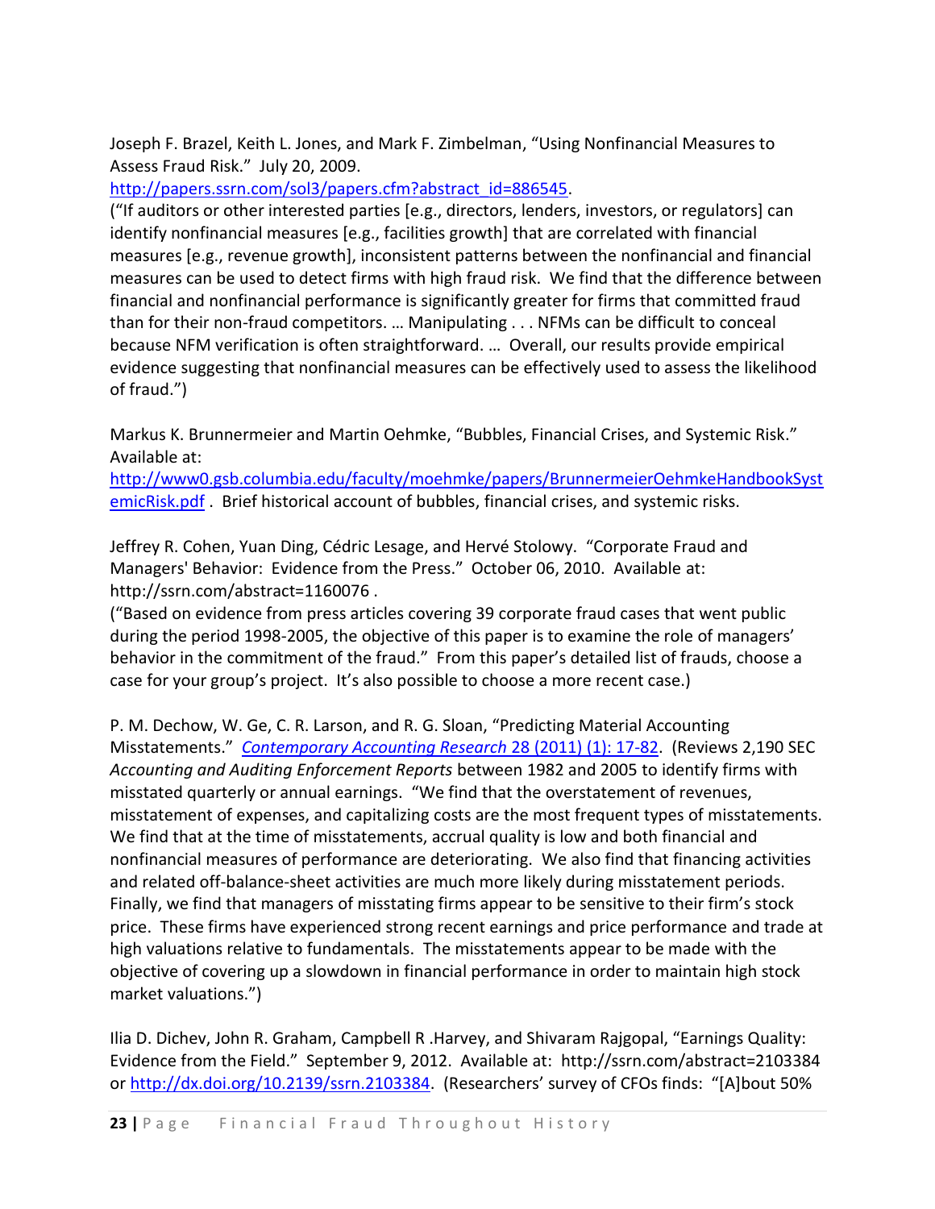Joseph F. Brazel, Keith L. Jones, and Mark F. Zimbelman, "Using Nonfinancial Measures to Assess Fraud Risk." July 20, 2009. http://papers.ssrn.com/sol3/papers.cfm?abstract_id=886545.
("If auditors or other interested parties [e.g., directors, lenders, investors, or regulators] can identify nonfinancial measures [e.g., facilities growth] that are correlated with financial measures [e.g., revenue growth], inconsistent patterns between the nonfinancial and financial measures can be used to detect firms with high fraud risk. We find that the difference between financial and nonfinancial performance is significantly greater for firms that committed fraud than for their non-fraud competitors. … Manipulating . . . NFMs can be difficult to conceal because NFM verification is often straightforward. … Overall, our results provide empirical evidence suggesting that nonfinancial measures can be effectively used to assess the likelihood of fraud.")

Markus K. Brunnermeier and Martin Oehmke, "Bubbles, Financial Crises, and Systemic Risk." Available at: http://www0.gsb.columbia.edu/faculty/moehmke/papers/BrunnermeierOehmkeHandbookSystemicRisk.pdf . Brief historical account of bubbles, financial crises, and systemic risks.

Jeffrey R. Cohen, Yuan Ding, Cédric Lesage, and Hervé Stolowy. "Corporate Fraud and Managers' Behavior: Evidence from the Press." October 06, 2010. Available at: http://ssrn.com/abstract=1160076 .
("Based on evidence from press articles covering 39 corporate fraud cases that went public during the period 1998-2005, the objective of this paper is to examine the role of managers' behavior in the commitment of the fraud." From this paper's detailed list of frauds, choose a case for your group's project. It's also possible to choose a more recent case.)

P. M. Dechow, W. Ge, C. R. Larson, and R. G. Sloan, "Predicting Material Accounting Misstatements." *Contemporary Accounting Research* 28 (2011) (1): 17-82. (Reviews 2,190 SEC *Accounting and Auditing Enforcement Reports* between 1982 and 2005 to identify firms with misstated quarterly or annual earnings. "We find that the overstatement of revenues, misstatement of expenses, and capitalizing costs are the most frequent types of misstatements. We find that at the time of misstatements, accrual quality is low and both financial and nonfinancial measures of performance are deteriorating. We also find that financing activities and related off-balance-sheet activities are much more likely during misstatement periods. Finally, we find that managers of misstating firms appear to be sensitive to their firm's stock price. These firms have experienced strong recent earnings and price performance and trade at high valuations relative to fundamentals. The misstatements appear to be made with the objective of covering up a slowdown in financial performance in order to maintain high stock market valuations.")

Ilia D. Dichev, John R. Graham, Campbell R .Harvey, and Shivaram Rajgopal, "Earnings Quality: Evidence from the Field." September 9, 2012. Available at: http://ssrn.com/abstract=2103384 or http://dx.doi.org/10.2139/ssrn.2103384. (Researchers' survey of CFOs finds: "[A]bout 50%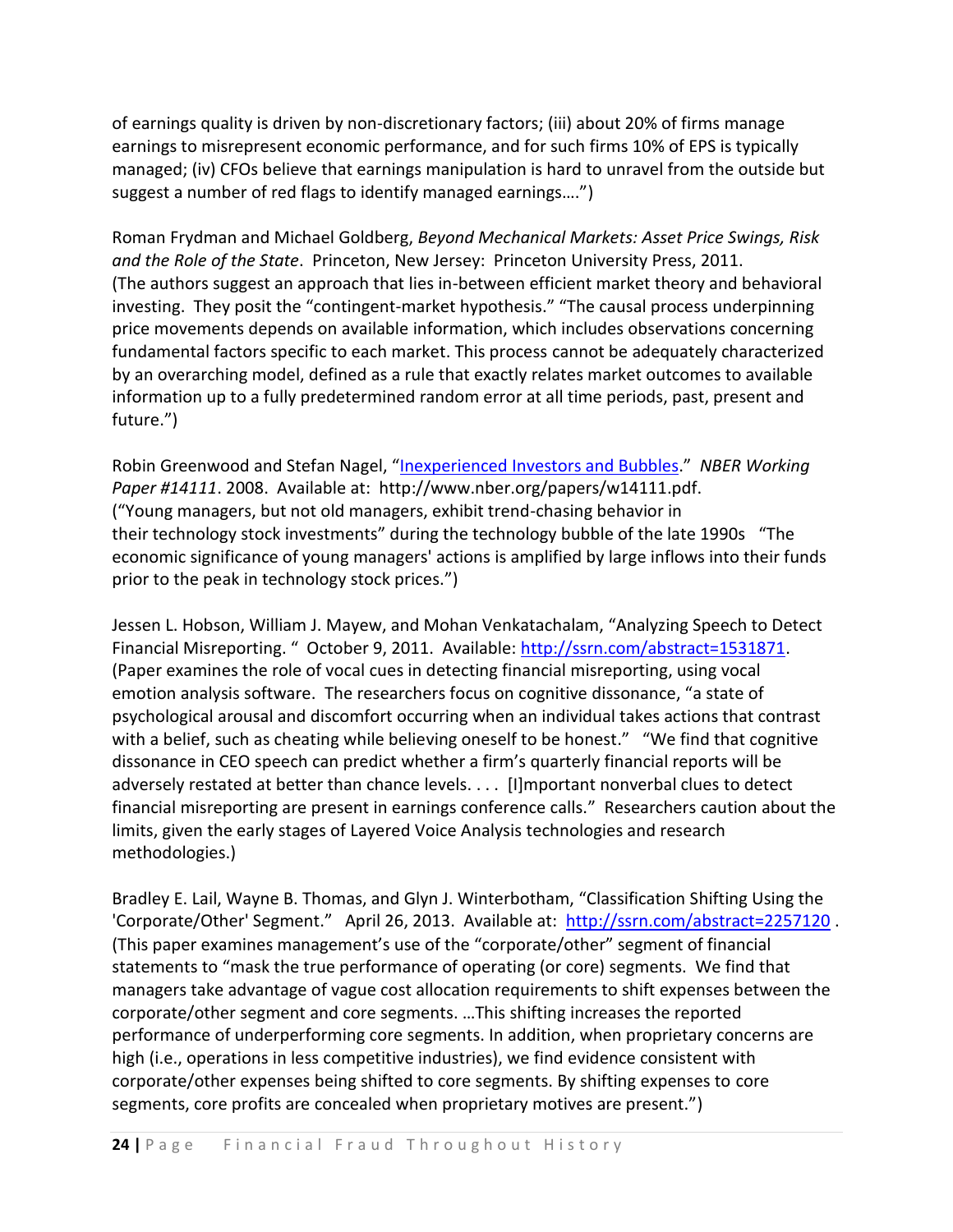of earnings quality is driven by non-discretionary factors; (iii) about 20% of firms manage earnings to misrepresent economic performance, and for such firms 10% of EPS is typically managed; (iv) CFOs believe that earnings manipulation is hard to unravel from the outside but suggest a number of red flags to identify managed earnings….")

Roman Frydman and Michael Goldberg, *Beyond Mechanical Markets: Asset Price Swings, Risk and the Role of the State*. Princeton, New Jersey: Princeton University Press, 2011. (The authors suggest an approach that lies in-between efficient market theory and behavioral investing. They posit the "contingent-market hypothesis." "The causal process underpinning price movements depends on available information, which includes observations concerning fundamental factors specific to each market. This process cannot be adequately characterized by an overarching model, defined as a rule that exactly relates market outcomes to available information up to a fully predetermined random error at all time periods, past, present and future.")

Robin Greenwood and Stefan Nagel, "[Inexperienced Investors and Bubbles](http://www.nber.org/papers/w14111.pdf)." *NBER Working Paper #14111*. 2008. Available at: http://www.nber.org/papers/w14111.pdf. ("Young managers, but not old managers, exhibit trend-chasing behavior in their technology stock investments" during the technology bubble of the late 1990s "The economic significance of young managers' actions is amplified by large inflows into their funds prior to the peak in technology stock prices.")

Jessen L. Hobson, William J. Mayew, and Mohan Venkatachalam, "Analyzing Speech to Detect Financial Misreporting. " October 9, 2011. Available: [http://ssrn.com/abstract=1531871](http://ssrn.com/abstract=1531871). (Paper examines the role of vocal cues in detecting financial misreporting, using vocal emotion analysis software. The researchers focus on cognitive dissonance, "a state of psychological arousal and discomfort occurring when an individual takes actions that contrast with a belief, such as cheating while believing oneself to be honest." "We find that cognitive dissonance in CEO speech can predict whether a firm's quarterly financial reports will be adversely restated at better than chance levels. . . . [I]mportant nonverbal clues to detect financial misreporting are present in earnings conference calls." Researchers caution about the limits, given the early stages of Layered Voice Analysis technologies and research methodologies.)

Bradley E. Lail, Wayne B. Thomas, and Glyn J. Winterbotham, "Classification Shifting Using the 'Corporate/Other' Segment." April 26, 2013. Available at: [http://ssrn.com/abstract=2257120](http://ssrn.com/abstract=2257120) . (This paper examines management's use of the "corporate/other" segment of financial statements to "mask the true performance of operating (or core) segments. We find that managers take advantage of vague cost allocation requirements to shift expenses between the corporate/other segment and core segments. …This shifting increases the reported performance of underperforming core segments. In addition, when proprietary concerns are high (i.e., operations in less competitive industries), we find evidence consistent with corporate/other expenses being shifted to core segments. By shifting expenses to core segments, core profits are concealed when proprietary motives are present.")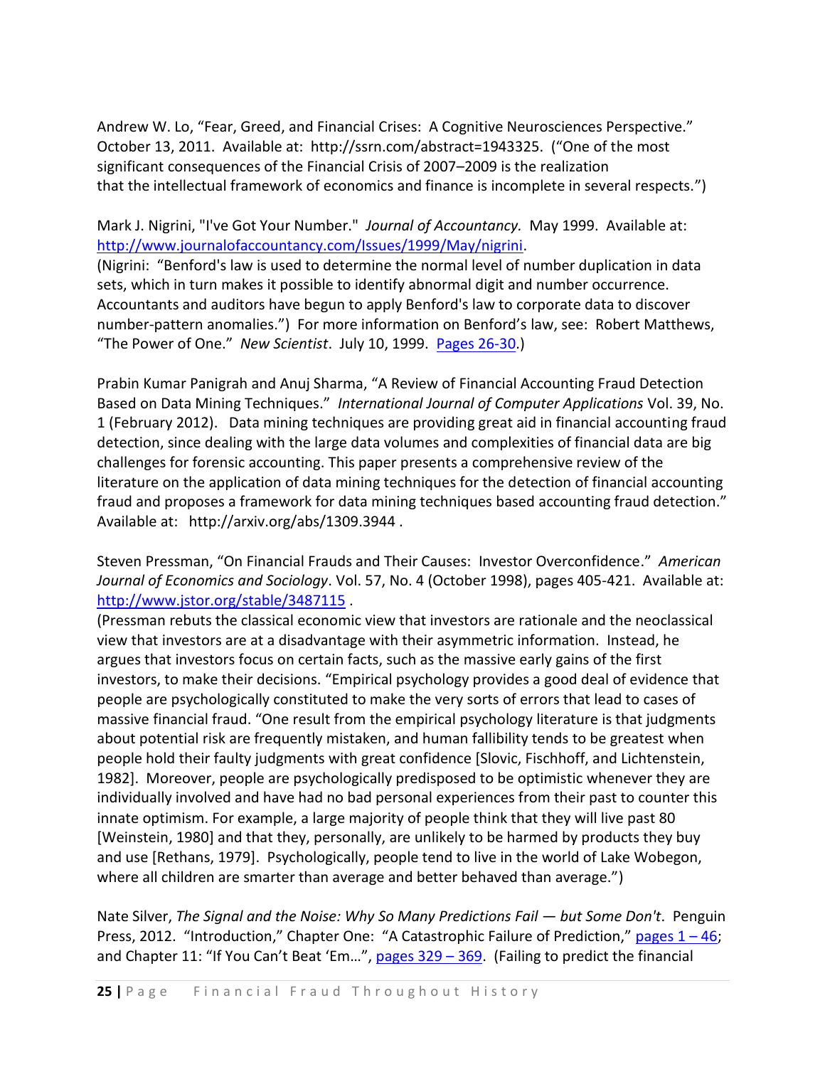Andrew W. Lo, “Fear, Greed, and Financial Crises: A Cognitive Neurosciences Perspective.” October 13, 2011. Available at: http://ssrn.com/abstract=1943325. (“One of the most significant consequences of the Financial Crisis of 2007–2009 is the realization that the intellectual framework of economics and finance is incomplete in several respects.”)

Mark J. Nigrini, "I've Got Your Number." *Journal of Accountancy.* May 1999. Available at: http://www.journalofaccountancy.com/Issues/1999/May/nigrini.
(Nigrini: “Benford's law is used to determine the normal level of number duplication in data sets, which in turn makes it possible to identify abnormal digit and number occurrence. Accountants and auditors have begun to apply Benford's law to corporate data to discover number-pattern anomalies.”) For more information on Benford’s law, see: Robert Matthews, “The Power of One.” *New Scientist*. July 10, 1999. Pages 26-30.)

Prabin Kumar Panigrah and Anuj Sharma, “A Review of Financial Accounting Fraud Detection Based on Data Mining Techniques.” *International Journal of Computer Applications* Vol. 39, No. 1 (February 2012). Data mining techniques are providing great aid in financial accounting fraud detection, since dealing with the large data volumes and complexities of financial data are big challenges for forensic accounting. This paper presents a comprehensive review of the literature on the application of data mining techniques for the detection of financial accounting fraud and proposes a framework for data mining techniques based accounting fraud detection.” Available at: http://arxiv.org/abs/1309.3944 .

Steven Pressman, “On Financial Frauds and Their Causes: Investor Overconfidence.” *American Journal of Economics and Sociology*. Vol. 57, No. 4 (October 1998), pages 405-421. Available at: http://www.jstor.org/stable/3487115 .
(Pressman rebuts the classical economic view that investors are rationale and the neoclassical view that investors are at a disadvantage with their asymmetric information. Instead, he argues that investors focus on certain facts, such as the massive early gains of the first investors, to make their decisions. “Empirical psychology provides a good deal of evidence that people are psychologically constituted to make the very sorts of errors that lead to cases of massive financial fraud. “One result from the empirical psychology literature is that judgments about potential risk are frequently mistaken, and human fallibility tends to be greatest when people hold their faulty judgments with great confidence [Slovic, Fischhoff, and Lichtenstein, 1982]. Moreover, people are psychologically predisposed to be optimistic whenever they are individually involved and have had no bad personal experiences from their past to counter this innate optimism. For example, a large majority of people think that they will live past 80 [Weinstein, 1980] and that they, personally, are unlikely to be harmed by products they buy and use [Rethans, 1979]. Psychologically, people tend to live in the world of Lake Wobegon, where all children are smarter than average and better behaved than average.”)

Nate Silver, *The Signal and the Noise: Why So Many Predictions Fail — but Some Don't*. Penguin Press, 2012. “Introduction,” Chapter One: “A Catastrophic Failure of Prediction,” pages 1 – 46; and Chapter 11: “If You Can’t Beat ‘Em…”, pages 329 – 369. (Failing to predict the financial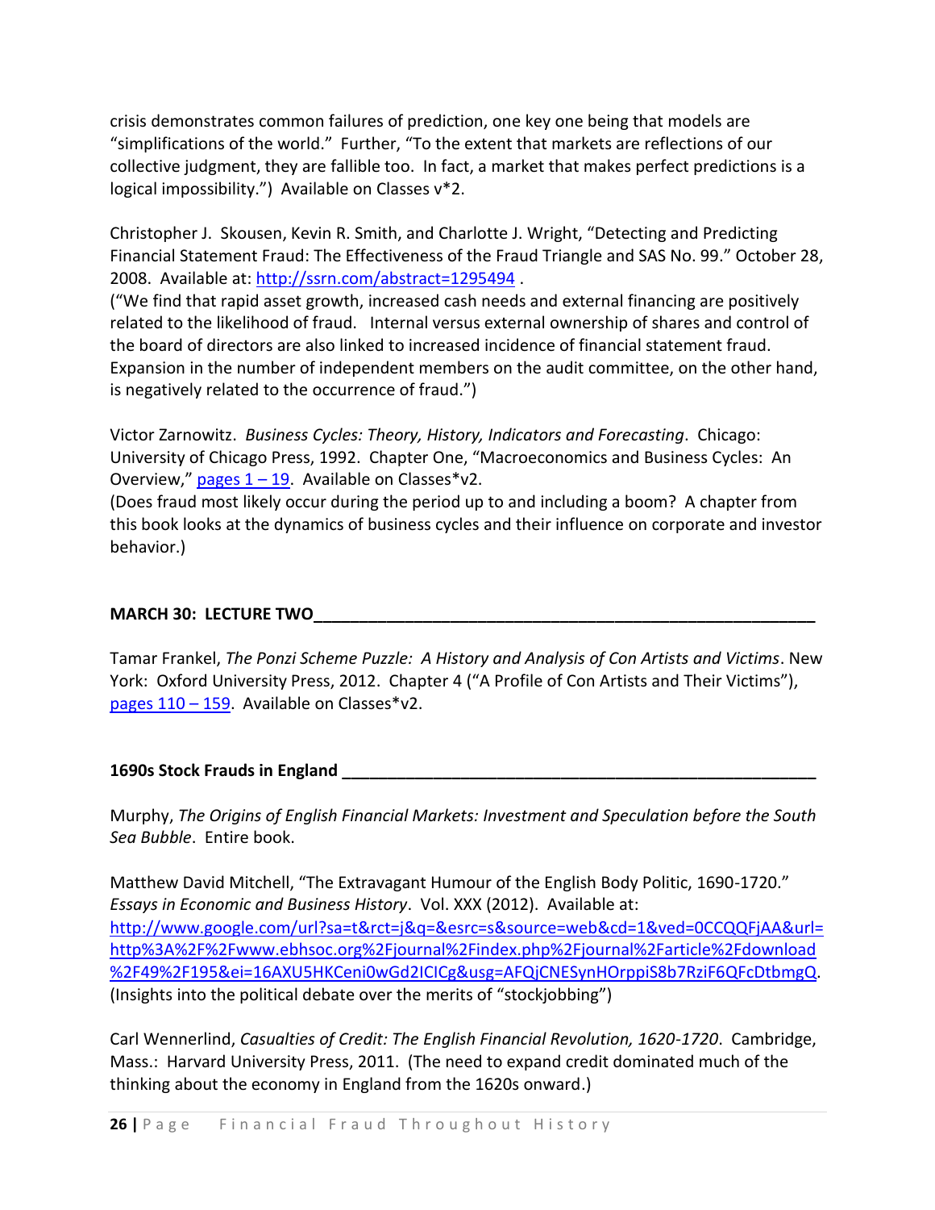crisis demonstrates common failures of prediction, one key one being that models are "simplifications of the world." Further, "To the extent that markets are reflections of our collective judgment, they are fallible too. In fact, a market that makes perfect predictions is a logical impossibility.") Available on Classes v*2.

Christopher J. Skousen, Kevin R. Smith, and Charlotte J. Wright, "Detecting and Predicting Financial Statement Fraud: The Effectiveness of the Fraud Triangle and SAS No. 99." October 28, 2008. Available at: http://ssrn.com/abstract=1295494 .
("We find that rapid asset growth, increased cash needs and external financing are positively related to the likelihood of fraud. Internal versus external ownership of shares and control of the board of directors are also linked to increased incidence of financial statement fraud. Expansion in the number of independent members on the audit committee, on the other hand, is negatively related to the occurrence of fraud.")

Victor Zarnowitz. *Business Cycles: Theory, History, Indicators and Forecasting*. Chicago: University of Chicago Press, 1992. Chapter One, "Macroeconomics and Business Cycles: An Overview," pages 1 – 19. Available on Classes*v2.
(Does fraud most likely occur during the period up to and including a boom? A chapter from this book looks at the dynamics of business cycles and their influence on corporate and investor behavior.)

**MARCH 30: LECTURE TWO**

Tamar Frankel, *The Ponzi Scheme Puzzle: A History and Analysis of Con Artists and Victims*. New York: Oxford University Press, 2012. Chapter 4 ("A Profile of Con Artists and Their Victims"), pages 110 – 159. Available on Classes*v2.

**1690s Stock Frauds in England**

Murphy, *The Origins of English Financial Markets: Investment and Speculation before the South Sea Bubble*. Entire book.

Matthew David Mitchell, "The Extravagant Humour of the English Body Politic, 1690-1720." *Essays in Economic and Business History*. Vol. XXX (2012). Available at: http://www.google.com/url?sa=t&rct=j&q=&esrc=s&source=web&cd=1&ved=0CCQQFjAA&url=http%3A%2F%2Fwww.ebhsoc.org%2Fjournal%2Findex.php%2Fjournal%2Farticle%2Fdownload%2F49%2F195&ei=16AXU5HKCeni0wGd2ICICg&usg=AFQjCNESynHOrppiS8b7RziF6QFcDtbmgQ.
(Insights into the political debate over the merits of "stockjobbing")

Carl Wennerlind, *Casualties of Credit: The English Financial Revolution, 1620-1720*. Cambridge, Mass.: Harvard University Press, 2011. (The need to expand credit dominated much of the thinking about the economy in England from the 1620s onward.)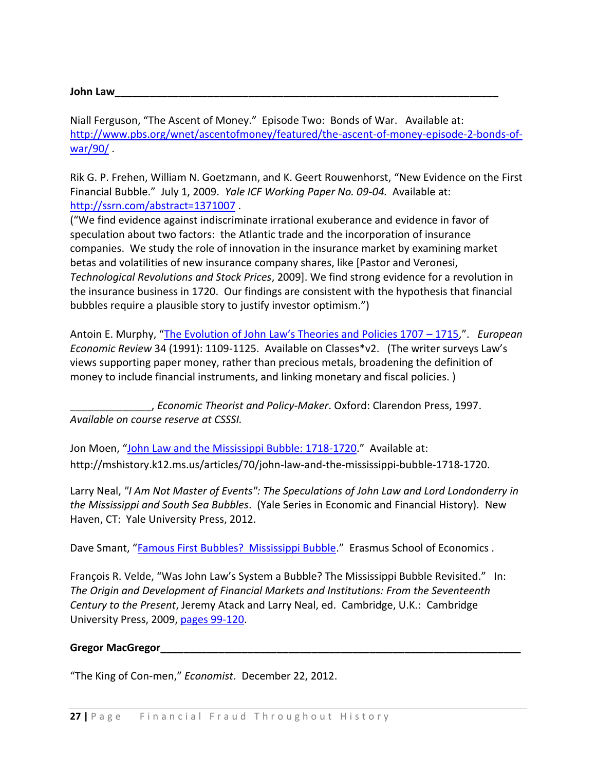**John Law**

Niall Ferguson, "The Ascent of Money." Episode Two: Bonds of War. Available at: [http://www.pbs.org/wnet/ascentofmoney/featured/the-ascent-of-money-episode-2-bonds-of-war/90/](http://www.pbs.org/wnet/ascentofmoney/featured/the-ascent-of-money-episode-2-bonds-of-war/90/) .

Rik G. P. Frehen, William N. Goetzmann, and K. Geert Rouwenhorst, "New Evidence on the First Financial Bubble." July 1, 2009. *Yale ICF Working Paper No. 09-04.* Available at: [http://ssrn.com/abstract=1371007](http://ssrn.com/abstract=1371007) .
("We find evidence against indiscriminate irrational exuberance and evidence in favor of speculation about two factors: the Atlantic trade and the incorporation of insurance companies. We study the role of innovation in the insurance market by examining market betas and volatilities of new insurance company shares, like [Pastor and Veronesi, *Technological Revolutions and Stock Prices*, 2009]. We find strong evidence for a revolution in the insurance business in 1720. Our findings are consistent with the hypothesis that financial bubbles require a plausible story to justify investor optimism.")

Antoin E. Murphy, "The Evolution of John Law's Theories and Policies 1707 – 1715,". *European Economic Review* 34 (1991): 1109-1125. Available on Classes*v2. (The writer surveys Law's views supporting paper money, rather than precious metals, broadening the definition of money to include financial instruments, and linking monetary and fiscal policies. )

______________, *Economic Theorist and Policy-Maker*. Oxford: Clarendon Press, 1997. *Available on course reserve at CSSSI.*

Jon Moen, "John Law and the Mississippi Bubble: 1718-1720." Available at: http://mshistory.k12.ms.us/articles/70/john-law-and-the-mississippi-bubble-1718-1720.

Larry Neal, *"I Am Not Master of Events": The Speculations of John Law and Lord Londonderry in the Mississippi and South Sea Bubbles*. (Yale Series in Economic and Financial History). New Haven, CT: Yale University Press, 2012.

Dave Smant, "Famous First Bubbles? Mississippi Bubble." Erasmus School of Economics .

François R. Velde, "Was John Law's System a Bubble? The Mississippi Bubble Revisited." In: *The Origin and Development of Financial Markets and Institutions: From the Seventeenth Century to the Present*, Jeremy Atack and Larry Neal, ed. Cambridge, U.K.: Cambridge University Press, 2009, pages 99-120.

**Gregor MacGregor**

"The King of Con-men," *Economist*. December 22, 2012.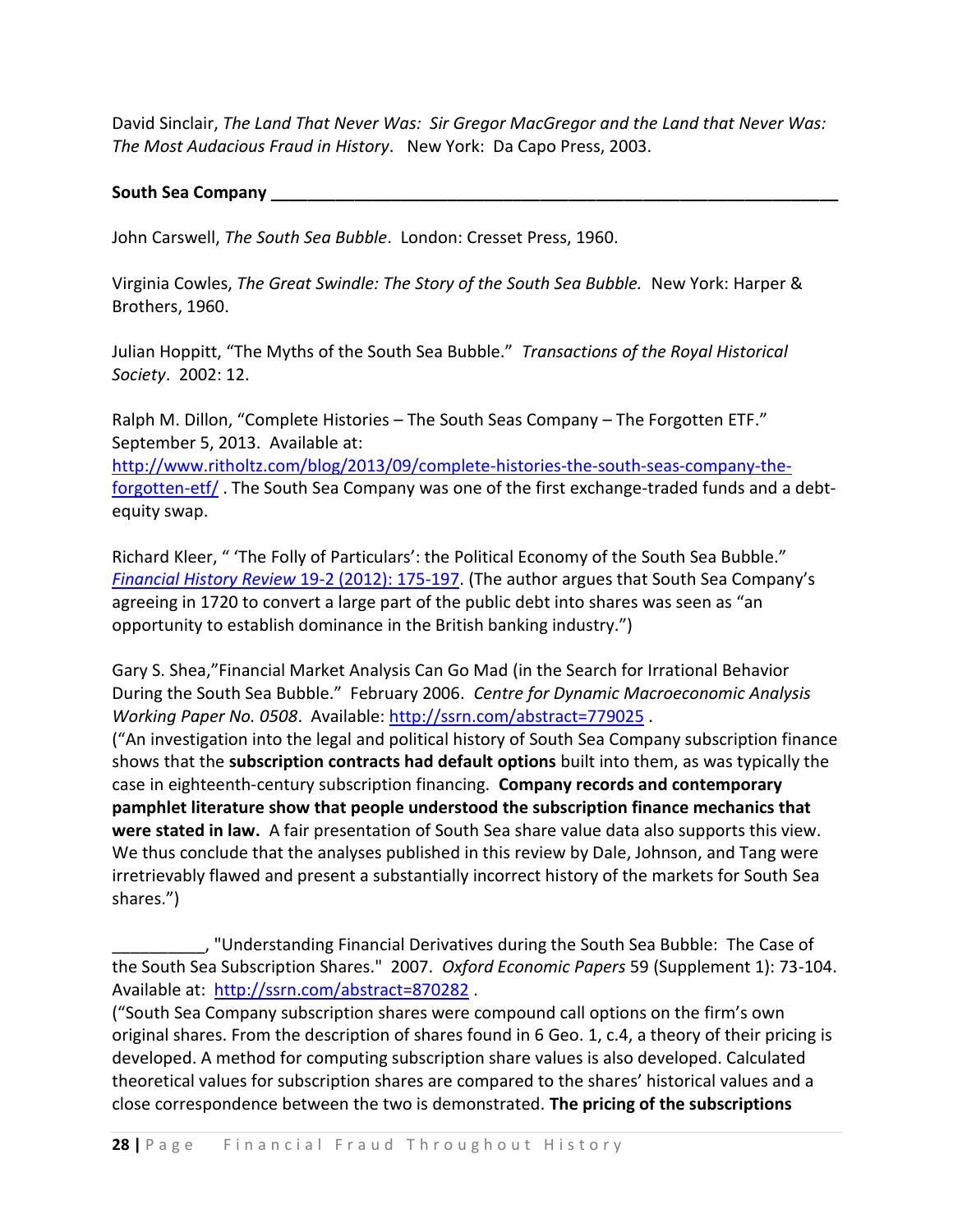David Sinclair, *The Land That Never Was: Sir Gregor MacGregor and the Land that Never Was: The Most Audacious Fraud in History*. New York: Da Capo Press, 2003.

**South Sea Company ______________________________________________________________**

John Carswell, *The South Sea Bubble*. London: Cresset Press, 1960.

Virginia Cowles, *The Great Swindle: The Story of the South Sea Bubble.* New York: Harper & Brothers, 1960.

Julian Hoppitt, "The Myths of the South Sea Bubble." *Transactions of the Royal Historical Society*. 2002: 12.

Ralph M. Dillon, "Complete Histories – The South Seas Company – The Forgotten ETF." September 5, 2013. Available at: [http://www.ritholtz.com/blog/2013/09/complete-histories-the-south-seas-company-the-forgotten-etf/](http://www.ritholtz.com/blog/2013/09/complete-histories-the-south-seas-company-the-forgotten-etf/) . The South Sea Company was one of the first exchange-traded funds and a debt-equity swap.

Richard Kleer, " 'The Folly of Particulars': the Political Economy of the South Sea Bubble." *Financial History Review* 19-2 (2012): 175-197. (The author argues that South Sea Company's agreeing in 1720 to convert a large part of the public debt into shares was seen as "an opportunity to establish dominance in the British banking industry.")

Gary S. Shea,"Financial Market Analysis Can Go Mad (in the Search for Irrational Behavior During the South Sea Bubble." February 2006. *Centre for Dynamic Macroeconomic Analysis Working Paper No. 0508*. Available: [http://ssrn.com/abstract=779025](http://ssrn.com/abstract=779025) .
("An investigation into the legal and political history of South Sea Company subscription finance shows that the **subscription contracts had default options** built into them, as was typically the case in eighteenth-century subscription financing. **Company records and contemporary pamphlet literature show that people understood the subscription finance mechanics that were stated in law.** A fair presentation of South Sea share value data also supports this view. We thus conclude that the analyses published in this review by Dale, Johnson, and Tang were irretrievably flawed and present a substantially incorrect history of the markets for South Sea shares.")

__________, "Understanding Financial Derivatives during the South Sea Bubble: The Case of the South Sea Subscription Shares." 2007. *Oxford Economic Papers* 59 (Supplement 1): 73-104. Available at: [http://ssrn.com/abstract=870282](http://ssrn.com/abstract=870282) .
("South Sea Company subscription shares were compound call options on the firm's own original shares. From the description of shares found in 6 Geo. 1, c.4, a theory of their pricing is developed. A method for computing subscription share values is also developed. Calculated theoretical values for subscription shares are compared to the shares' historical values and a close correspondence between the two is demonstrated. **The pricing of the subscriptions**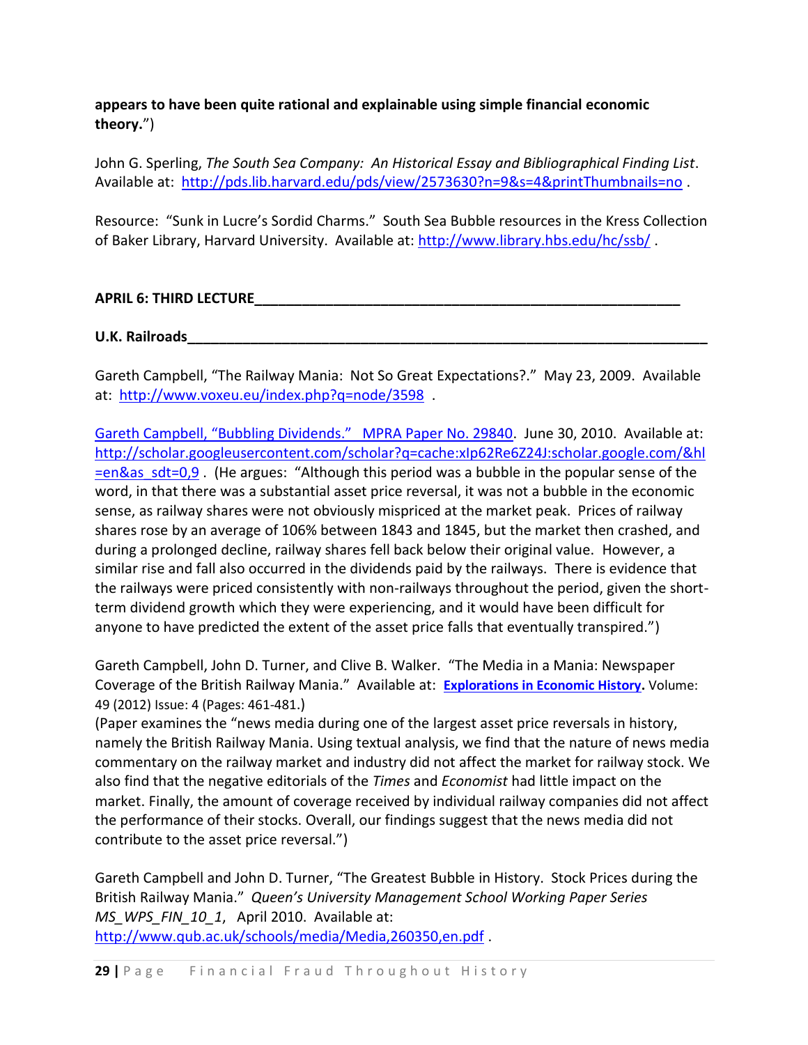**appears to have been quite rational and explainable using simple financial economic theory.**")

John G. Sperling, *The South Sea Company: An Historical Essay and Bibliographical Finding List*. Available at: http://pds.lib.harvard.edu/pds/view/2573630?n=9&s=4&printThumbnails=no .

Resource: "Sunk in Lucre's Sordid Charms." South Sea Bubble resources in the Kress Collection of Baker Library, Harvard University. Available at: http://www.library.hbs.edu/hc/ssb/ .

**APRIL 6: THIRD LECTURE**

**U.K. Railroads**

Gareth Campbell, "The Railway Mania: Not So Great Expectations?." May 23, 2009. Available at: http://www.voxeu.eu/index.php?q=node/3598 .

Gareth Campbell, "Bubbling Dividends." MPRA Paper No. 29840. June 30, 2010. Available at: http://scholar.googleusercontent.com/scholar?q=cache:xlp62Re6Z24J:scholar.google.com/&hl=en&as_sdt=0,9 . (He argues: "Although this period was a bubble in the popular sense of the word, in that there was a substantial asset price reversal, it was not a bubble in the economic sense, as railway shares were not obviously mispriced at the market peak. Prices of railway shares rose by an average of 106% between 1843 and 1845, but the market then crashed, and during a prolonged decline, railway shares fell back below their original value. However, a similar rise and fall also occurred in the dividends paid by the railways. There is evidence that the railways were priced consistently with non-railways throughout the period, given the short-term dividend growth which they were experiencing, and it would have been difficult for anyone to have predicted the extent of the asset price falls that eventually transpired.")

Gareth Campbell, John D. Turner, and Clive B. Walker. "The Media in a Mania: Newspaper Coverage of the British Railway Mania." Available at: **Explorations in Economic History.** Volume: 49 (2012) Issue: 4 (Pages: 461-481.)
(Paper examines the "news media during one of the largest asset price reversals in history, namely the British Railway Mania. Using textual analysis, we find that the nature of news media commentary on the railway market and industry did not affect the market for railway stock. We also find that the negative editorials of the *Times* and *Economist* had little impact on the market. Finally, the amount of coverage received by individual railway companies did not affect the performance of their stocks. Overall, our findings suggest that the news media did not contribute to the asset price reversal.")

Gareth Campbell and John D. Turner, "The Greatest Bubble in History. Stock Prices during the British Railway Mania." *Queen's University Management School Working Paper Series MS_WPS_FIN_10_1*, April 2010. Available at: http://www.qub.ac.uk/schools/media/Media,260350,en.pdf .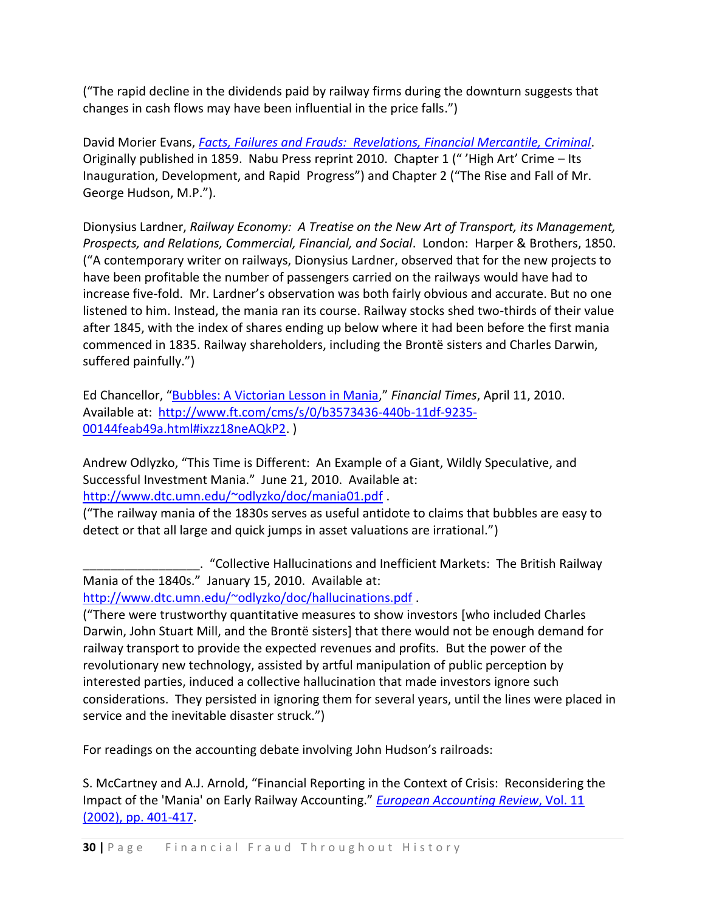(“The rapid decline in the dividends paid by railway firms during the downturn suggests that changes in cash flows may have been influential in the price falls.”)

David Morier Evans, *[Facts, Failures and Frauds: Revelations, Financial Mercantile, Criminal](#)*. Originally published in 1859. Nabu Press reprint 2010. Chapter 1 (“ ’High Art’ Crime – Its Inauguration, Development, and Rapid Progress”) and Chapter 2 (“The Rise and Fall of Mr. George Hudson, M.P.”).

Dionysius Lardner, *Railway Economy: A Treatise on the New Art of Transport, its Management, Prospects, and Relations, Commercial, Financial, and Social*. London: Harper & Brothers, 1850. (“A contemporary writer on railways, Dionysius Lardner, observed that for the new projects to have been profitable the number of passengers carried on the railways would have had to increase five-fold. Mr. Lardner’s observation was both fairly obvious and accurate. But no one listened to him. Instead, the mania ran its course. Railway stocks shed two-thirds of their value after 1845, with the index of shares ending up below where it had been before the first mania commenced in 1835. Railway shareholders, including the Brontë sisters and Charles Darwin, suffered painfully.”)

Ed Chancellor, “[Bubbles: A Victorian Lesson in Mania](http://www.ft.com/cms/s/0/b3573436-440b-11df-9235-00144feab49a.html#ixzz18neAQkP2),” *Financial Times*, April 11, 2010. Available at: http://www.ft.com/cms/s/0/b3573436-440b-11df-9235-00144feab49a.html#ixzz18neAQkP2. )

Andrew Odlyzko, “This Time is Different: An Example of a Giant, Wildly Speculative, and Successful Investment Mania.” June 21, 2010. Available at: http://www.dtc.umn.edu/~odlyzko/doc/mania01.pdf .
(“The railway mania of the 1830s serves as useful antidote to claims that bubbles are easy to detect or that all large and quick jumps in asset valuations are irrational.”)

_________________. “Collective Hallucinations and Inefficient Markets: The British Railway Mania of the 1840s.” January 15, 2010. Available at: http://www.dtc.umn.edu/~odlyzko/doc/hallucinations.pdf .
(“There were trustworthy quantitative measures to show investors [who included Charles Darwin, John Stuart Mill, and the Brontë sisters] that there would not be enough demand for railway transport to provide the expected revenues and profits. But the power of the revolutionary new technology, assisted by artful manipulation of public perception by interested parties, induced a collective hallucination that made investors ignore such considerations. They persisted in ignoring them for several years, until the lines were placed in service and the inevitable disaster struck.”)

For readings on the accounting debate involving John Hudson’s railroads:

S. McCartney and A.J. Arnold, “Financial Reporting in the Context of Crisis: Reconsidering the Impact of the 'Mania' on Early Railway Accounting.” *[European Accounting Review](#)*[, Vol. 11 (2002), pp. 401-417](#).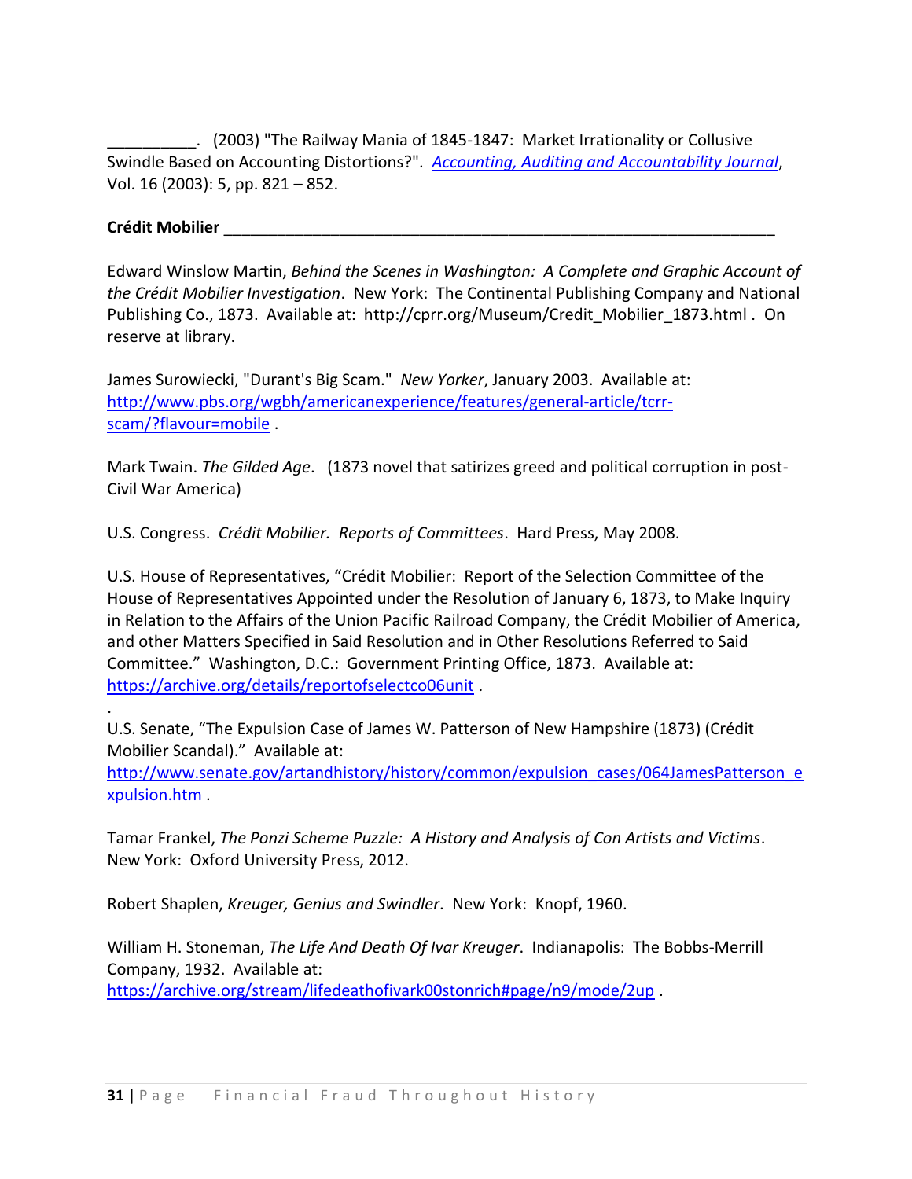__________. (2003) "The Railway Mania of 1845-1847: Market Irrationality or Collusive Swindle Based on Accounting Distortions?". *Accounting, Auditing and Accountability Journal*, Vol. 16 (2003): 5, pp. 821 – 852.

**Crédit Mobilier** ______________________________________________________________

Edward Winslow Martin, *Behind the Scenes in Washington: A Complete and Graphic Account of the Crédit Mobilier Investigation*. New York: The Continental Publishing Company and National Publishing Co., 1873. Available at: http://cprr.org/Museum/Credit_Mobilier_1873.html . On reserve at library.

James Surowiecki, "Durant's Big Scam." *New Yorker*, January 2003. Available at: http://www.pbs.org/wgbh/americanexperience/features/general-article/tcrr-scam/?flavour=mobile .

Mark Twain. *The Gilded Age*. (1873 novel that satirizes greed and political corruption in post-Civil War America)

U.S. Congress. *Crédit Mobilier. Reports of Committees*. Hard Press, May 2008.

U.S. House of Representatives, "Crédit Mobilier: Report of the Selection Committee of the House of Representatives Appointed under the Resolution of January 6, 1873, to Make Inquiry in Relation to the Affairs of the Union Pacific Railroad Company, the Crédit Mobilier of America, and other Matters Specified in Said Resolution and in Other Resolutions Referred to Said Committee." Washington, D.C.: Government Printing Office, 1873. Available at: https://archive.org/details/reportofselectco06unit .

.
U.S. Senate, "The Expulsion Case of James W. Patterson of New Hampshire (1873) (Crédit Mobilier Scandal)." Available at: http://www.senate.gov/artandhistory/history/common/expulsion_cases/064JamesPatterson_expulsion.htm .

Tamar Frankel, *The Ponzi Scheme Puzzle: A History and Analysis of Con Artists and Victims*. New York: Oxford University Press, 2012.

Robert Shaplen, *Kreuger, Genius and Swindler*. New York: Knopf, 1960.

William H. Stoneman, *The Life And Death Of Ivar Kreuger*. Indianapolis: The Bobbs-Merrill Company, 1932. Available at: https://archive.org/stream/lifedeathofivark00stonrich#page/n9/mode/2up .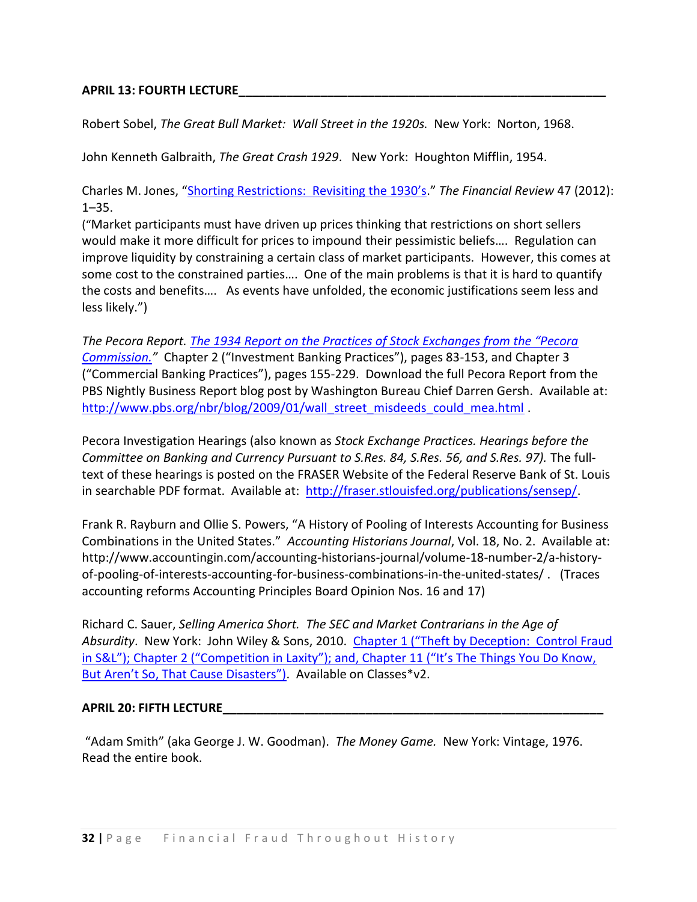**APRIL 13: FOURTH LECTURE**

Robert Sobel, *The Great Bull Market: Wall Street in the 1920s.* New York: Norton, 1968.

John Kenneth Galbraith, *The Great Crash 1929*. New York: Houghton Mifflin, 1954.

Charles M. Jones, "Shorting Restrictions: Revisiting the 1930's." *The Financial Review* 47 (2012): 1–35.
("Market participants must have driven up prices thinking that restrictions on short sellers would make it more difficult for prices to impound their pessimistic beliefs…. Regulation can improve liquidity by constraining a certain class of market participants. However, this comes at some cost to the constrained parties…. One of the main problems is that it is hard to quantify the costs and benefits…. As events have unfolded, the economic justifications seem less and less likely.")

*The Pecora Report. The 1934 Report on the Practices of Stock Exchanges from the "Pecora Commission."* Chapter 2 ("Investment Banking Practices"), pages 83-153, and Chapter 3 ("Commercial Banking Practices"), pages 155-229. Download the full Pecora Report from the PBS Nightly Business Report blog post by Washington Bureau Chief Darren Gersh. Available at: http://www.pbs.org/nbr/blog/2009/01/wall_street_misdeeds_could_mea.html .

Pecora Investigation Hearings (also known as *Stock Exchange Practices. Hearings before the Committee on Banking and Currency Pursuant to S.Res. 84, S.Res. 56, and S.Res. 97).* The full-text of these hearings is posted on the FRASER Website of the Federal Reserve Bank of St. Louis in searchable PDF format. Available at: http://fraser.stlouisfed.org/publications/sensep/.

Frank R. Rayburn and Ollie S. Powers, "A History of Pooling of Interests Accounting for Business Combinations in the United States." *Accounting Historians Journal*, Vol. 18, No. 2. Available at: http://www.accountingin.com/accounting-historians-journal/volume-18-number-2/a-history-of-pooling-of-interests-accounting-for-business-combinations-in-the-united-states/ . (Traces accounting reforms Accounting Principles Board Opinion Nos. 16 and 17)

Richard C. Sauer, *Selling America Short. The SEC and Market Contrarians in the Age of Absurdity*. New York: John Wiley & Sons, 2010. Chapter 1 ("Theft by Deception: Control Fraud in S&L"); Chapter 2 ("Competition in Laxity"); and, Chapter 11 ("It's The Things You Do Know, But Aren't So, That Cause Disasters"). Available on Classes*v2.

**APRIL 20: FIFTH LECTURE**

"Adam Smith" (aka George J. W. Goodman). *The Money Game.* New York: Vintage, 1976. Read the entire book.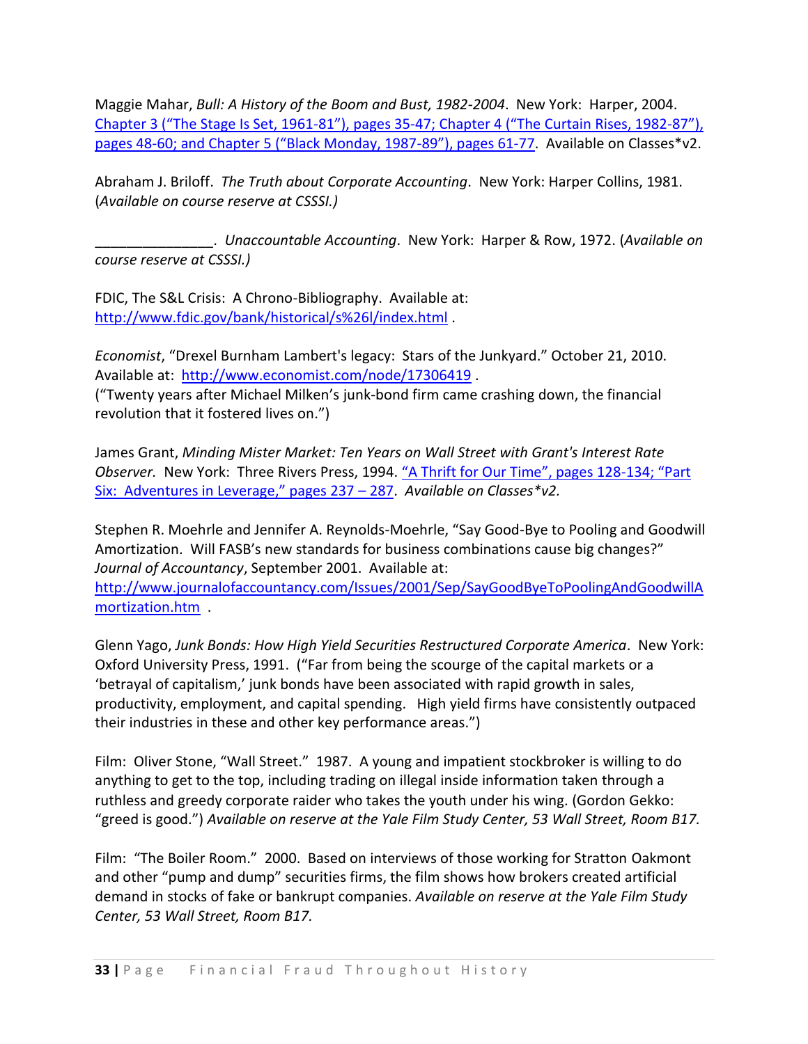Maggie Mahar, *Bull: A History of the Boom and Bust, 1982-2004*. New York: Harper, 2004. Chapter 3 ("The Stage Is Set, 1961-81"), pages 35-47; Chapter 4 ("The Curtain Rises, 1982-87"), pages 48-60; and Chapter 5 ("Black Monday, 1987-89"), pages 61-77. Available on Classes*v2.

Abraham J. Briloff. *The Truth about Corporate Accounting*. New York: Harper Collins, 1981. (*Available on course reserve at CSSSI.)*

_______________. *Unaccountable Accounting*. New York: Harper & Row, 1972. (*Available on course reserve at CSSSI.)*

FDIC, The S&L Crisis: A Chrono-Bibliography. Available at: http://www.fdic.gov/bank/historical/s%26l/index.html .

*Economist*, "Drexel Burnham Lambert's legacy: Stars of the Junkyard." October 21, 2010. Available at: http://www.economist.com/node/17306419 .
("Twenty years after Michael Milken's junk-bond firm came crashing down, the financial revolution that it fostered lives on.")

James Grant, *Minding Mister Market: Ten Years on Wall Street with Grant's Interest Rate Observer.* New York: Three Rivers Press, 1994. "A Thrift for Our Time", pages 128-134; "Part Six: Adventures in Leverage," pages 237 – 287. *Available on Classes*v2.*

Stephen R. Moehrle and Jennifer A. Reynolds-Moehrle, "Say Good-Bye to Pooling and Goodwill Amortization. Will FASB's new standards for business combinations cause big changes?" *Journal of Accountancy*, September 2001. Available at: http://www.journalofaccountancy.com/Issues/2001/Sep/SayGoodByeToPoolingAndGoodwillAmortization.htm .

Glenn Yago, *Junk Bonds: How High Yield Securities Restructured Corporate America*. New York: Oxford University Press, 1991. ("Far from being the scourge of the capital markets or a 'betrayal of capitalism,' junk bonds have been associated with rapid growth in sales, productivity, employment, and capital spending. High yield firms have consistently outpaced their industries in these and other key performance areas.")

Film: Oliver Stone, "Wall Street." 1987. A young and impatient stockbroker is willing to do anything to get to the top, including trading on illegal inside information taken through a ruthless and greedy corporate raider who takes the youth under his wing. (Gordon Gekko: "greed is good.") *Available on reserve at the Yale Film Study Center, 53 Wall Street, Room B17.*

Film: "The Boiler Room." 2000. Based on interviews of those working for Stratton Oakmont and other "pump and dump" securities firms, the film shows how brokers created artificial demand in stocks of fake or bankrupt companies. *Available on reserve at the Yale Film Study Center, 53 Wall Street, Room B17.*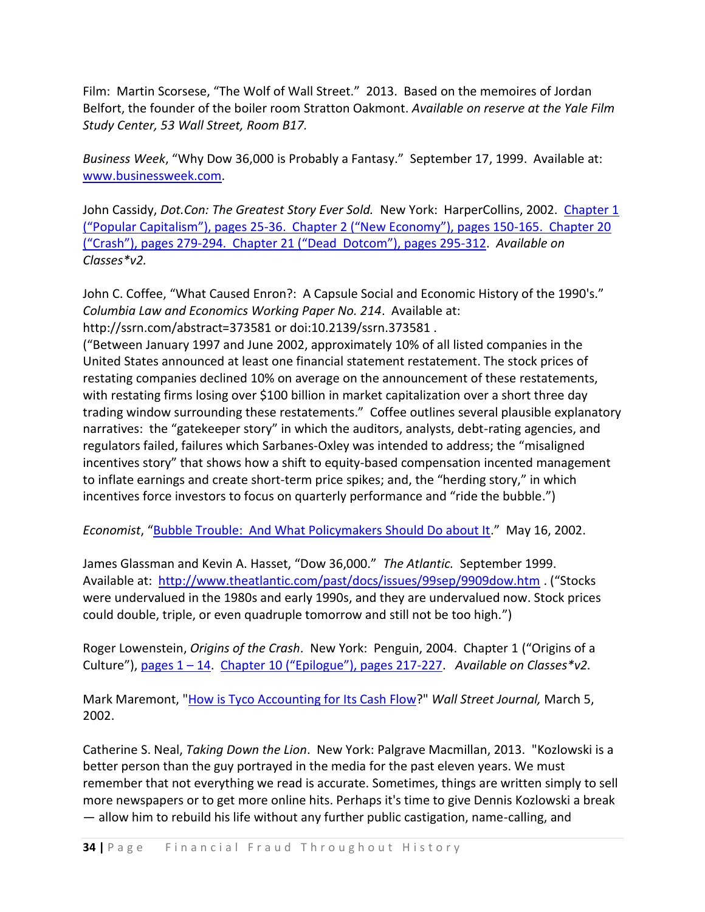Film: Martin Scorsese, "The Wolf of Wall Street." 2013. Based on the memoires of Jordan Belfort, the founder of the boiler room Stratton Oakmont. *Available on reserve at the Yale Film Study Center, 53 Wall Street, Room B17.*

*Business Week*, "Why Dow 36,000 is Probably a Fantasy." September 17, 1999. Available at: www.businessweek.com.

John Cassidy, *Dot.Con: The Greatest Story Ever Sold.* New York: HarperCollins, 2002. Chapter 1 ("Popular Capitalism"), pages 25-36. Chapter 2 ("New Economy"), pages 150-165. Chapter 20 ("Crash"), pages 279-294. Chapter 21 ("Dead Dotcom"), pages 295-312. *Available on Classes*v2.*

John C. Coffee, "What Caused Enron?: A Capsule Social and Economic History of the 1990's." *Columbia Law and Economics Working Paper No. 214*. Available at: http://ssrn.com/abstract=373581 or doi:10.2139/ssrn.373581 .
("Between January 1997 and June 2002, approximately 10% of all listed companies in the United States announced at least one financial statement restatement. The stock prices of restating companies declined 10% on average on the announcement of these restatements, with restating firms losing over $100 billion in market capitalization over a short three day trading window surrounding these restatements." Coffee outlines several plausible explanatory narratives: the "gatekeeper story" in which the auditors, analysts, debt-rating agencies, and regulators failed, failures which Sarbanes-Oxley was intended to address; the "misaligned incentives story" that shows how a shift to equity-based compensation incented management to inflate earnings and create short-term price spikes; and, the "herding story," in which incentives force investors to focus on quarterly performance and "ride the bubble.")

*Economist*, "Bubble Trouble: And What Policymakers Should Do about It." May 16, 2002.

James Glassman and Kevin A. Hasset, "Dow 36,000." *The Atlantic.* September 1999. Available at: http://www.theatlantic.com/past/docs/issues/99sep/9909dow.htm . ("Stocks were undervalued in the 1980s and early 1990s, and they are undervalued now. Stock prices could double, triple, or even quadruple tomorrow and still not be too high.")

Roger Lowenstein, *Origins of the Crash*. New York: Penguin, 2004. Chapter 1 ("Origins of a Culture"), pages 1 – 14. Chapter 10 ("Epilogue"), pages 217-227. *Available on Classes*v2.*

Mark Maremont, "How is Tyco Accounting for Its Cash Flow?" *Wall Street Journal,* March 5, 2002.

Catherine S. Neal, *Taking Down the Lion*. New York: Palgrave Macmillan, 2013. "Kozlowski is a better person than the guy portrayed in the media for the past eleven years. We must remember that not everything we read is accurate. Sometimes, things are written simply to sell more newspapers or to get more online hits. Perhaps it's time to give Dennis Kozlowski a break — allow him to rebuild his life without any further public castigation, name-calling, and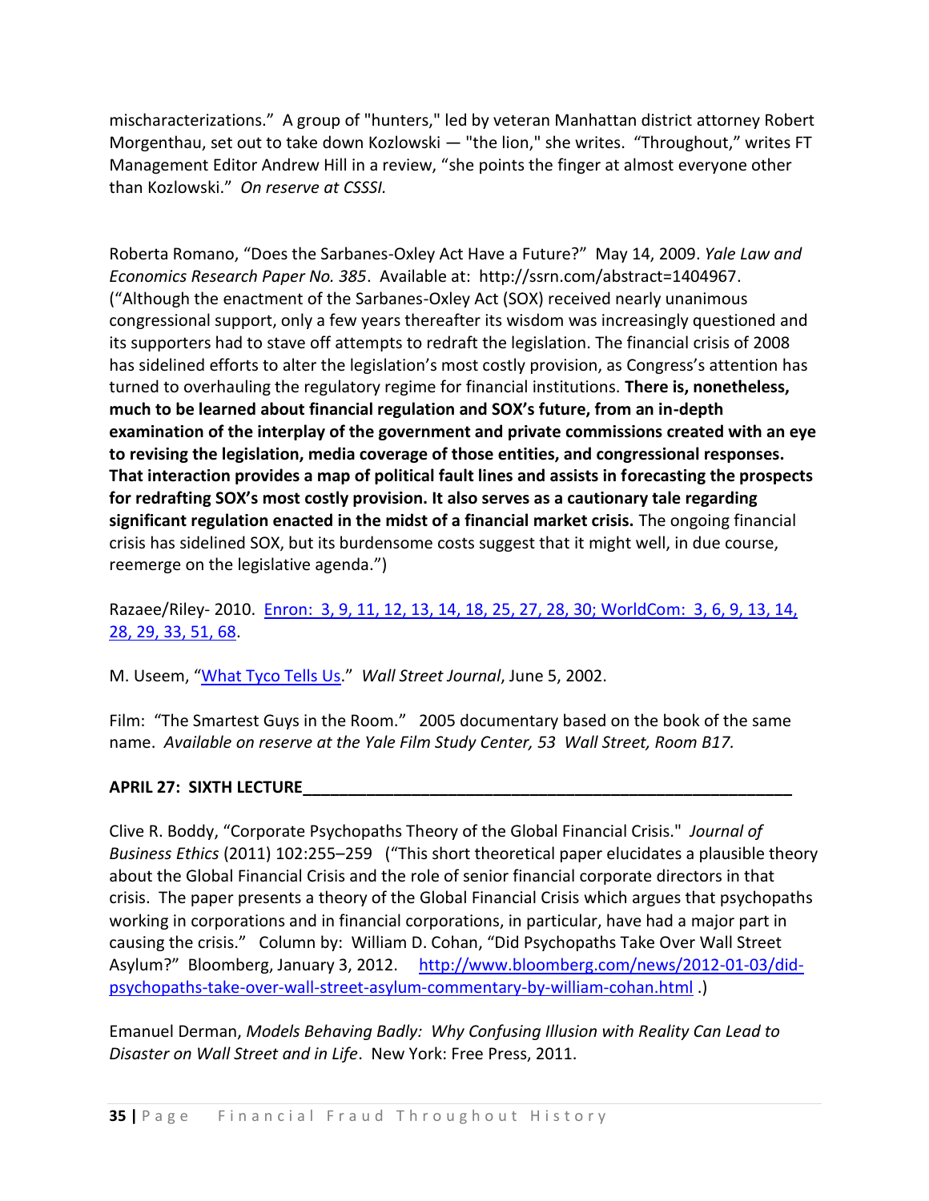mischaracterizations." A group of "hunters," led by veteran Manhattan district attorney Robert Morgenthau, set out to take down Kozlowski — "the lion," she writes. "Throughout," writes FT Management Editor Andrew Hill in a review, "she points the finger at almost everyone other than Kozlowski." *On reserve at CSSSI.*

Roberta Romano, "Does the Sarbanes-Oxley Act Have a Future?" May 14, 2009. *Yale Law and Economics Research Paper No. 385*. Available at: http://ssrn.com/abstract=1404967. ("Although the enactment of the Sarbanes-Oxley Act (SOX) received nearly unanimous congressional support, only a few years thereafter its wisdom was increasingly questioned and its supporters had to stave off attempts to redraft the legislation. The financial crisis of 2008 has sidelined efforts to alter the legislation's most costly provision, as Congress's attention has turned to overhauling the regulatory regime for financial institutions. **There is, nonetheless, much to be learned about financial regulation and SOX's future, from an in-depth examination of the interplay of the government and private commissions created with an eye to revising the legislation, media coverage of those entities, and congressional responses. That interaction provides a map of political fault lines and assists in forecasting the prospects for redrafting SOX's most costly provision. It also serves as a cautionary tale regarding significant regulation enacted in the midst of a financial market crisis.** The ongoing financial crisis has sidelined SOX, but its burdensome costs suggest that it might well, in due course, reemerge on the legislative agenda.")

Razaee/Riley- 2010. Enron: 3, 9, 11, 12, 13, 14, 18, 25, 27, 28, 30; WorldCom: 3, 6, 9, 13, 14, 28, 29, 33, 51, 68.

M. Useem, "What Tyco Tells Us." *Wall Street Journal*, June 5, 2002.

Film: "The Smartest Guys in the Room." 2005 documentary based on the book of the same name. *Available on reserve at the Yale Film Study Center, 53 Wall Street, Room B17.*

**APRIL 27: SIXTH LECTURE**

Clive R. Boddy, "Corporate Psychopaths Theory of the Global Financial Crisis." *Journal of Business Ethics* (2011) 102:255–259 ("This short theoretical paper elucidates a plausible theory about the Global Financial Crisis and the role of senior financial corporate directors in that crisis. The paper presents a theory of the Global Financial Crisis which argues that psychopaths working in corporations and in financial corporations, in particular, have had a major part in causing the crisis." Column by: William D. Cohan, "Did Psychopaths Take Over Wall Street Asylum?" Bloomberg, January 3, 2012. http://www.bloomberg.com/news/2012-01-03/did-psychopaths-take-over-wall-street-asylum-commentary-by-william-cohan.html .)

Emanuel Derman, *Models Behaving Badly: Why Confusing Illusion with Reality Can Lead to Disaster on Wall Street and in Life*. New York: Free Press, 2011.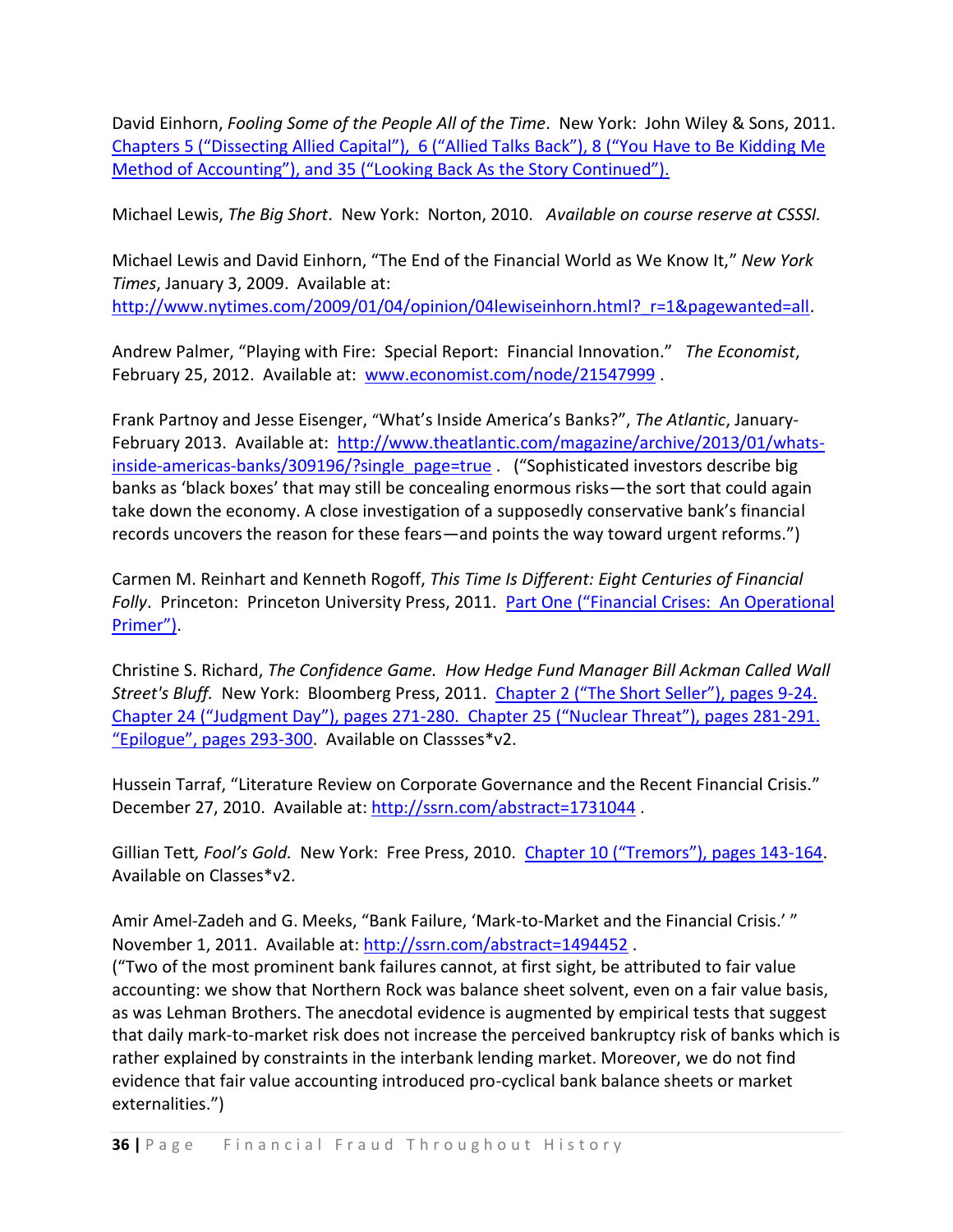David Einhorn, *Fooling Some of the People All of the Time*. New York: John Wiley & Sons, 2011. Chapters 5 ("Dissecting Allied Capital"), 6 ("Allied Talks Back"), 8 ("You Have to Be Kidding Me Method of Accounting"), and 35 ("Looking Back As the Story Continued").

Michael Lewis, *The Big Short*. New York: Norton, 2010. *Available on course reserve at CSSSI.*

Michael Lewis and David Einhorn, "The End of the Financial World as We Know It," *New York Times*, January 3, 2009. Available at: http://www.nytimes.com/2009/01/04/opinion/04lewiseinhorn.html?_r=1&pagewanted=all.

Andrew Palmer, "Playing with Fire: Special Report: Financial Innovation." *The Economist*, February 25, 2012. Available at: www.economist.com/node/21547999 .

Frank Partnoy and Jesse Eisenger, "What's Inside America's Banks?", *The Atlantic*, January-February 2013. Available at: http://www.theatlantic.com/magazine/archive/2013/01/whats-inside-americas-banks/309196/?single_page=true . ("Sophisticated investors describe big banks as 'black boxes' that may still be concealing enormous risks—the sort that could again take down the economy. A close investigation of a supposedly conservative bank's financial records uncovers the reason for these fears—and points the way toward urgent reforms.")

Carmen M. Reinhart and Kenneth Rogoff, *This Time Is Different: Eight Centuries of Financial Folly*. Princeton: Princeton University Press, 2011. Part One ("Financial Crises: An Operational Primer").

Christine S. Richard, *The Confidence Game. How Hedge Fund Manager Bill Ackman Called Wall Street's Bluff.* New York: Bloomberg Press, 2011. Chapter 2 ("The Short Seller"), pages 9-24. Chapter 24 ("Judgment Day"), pages 271-280. Chapter 25 ("Nuclear Threat"), pages 281-291. "Epilogue", pages 293-300. Available on Classses*v2.

Hussein Tarraf, "Literature Review on Corporate Governance and the Recent Financial Crisis." December 27, 2010. Available at: http://ssrn.com/abstract=1731044 .

Gillian Tett*, Fool's Gold.* New York: Free Press, 2010. Chapter 10 ("Tremors"), pages 143-164. Available on Classes*v2.

Amir Amel-Zadeh and G. Meeks, "Bank Failure, 'Mark-to-Market and the Financial Crisis.' " November 1, 2011. Available at: http://ssrn.com/abstract=1494452 .
("Two of the most prominent bank failures cannot, at first sight, be attributed to fair value accounting: we show that Northern Rock was balance sheet solvent, even on a fair value basis, as was Lehman Brothers. The anecdotal evidence is augmented by empirical tests that suggest that daily mark-to-market risk does not increase the perceived bankruptcy risk of banks which is rather explained by constraints in the interbank lending market. Moreover, we do not find evidence that fair value accounting introduced pro-cyclical bank balance sheets or market externalities.")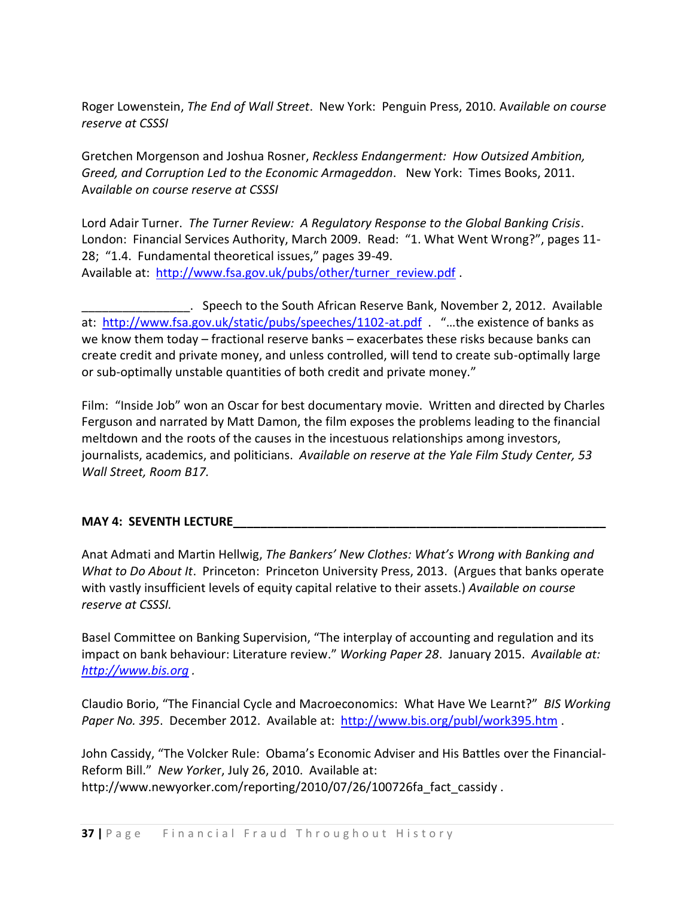Roger Lowenstein, *The End of Wall Street*. New York: Penguin Press, 2010. A*vailable on course reserve at CSSSI*

Gretchen Morgenson and Joshua Rosner, *Reckless Endangerment: How Outsized Ambition, Greed, and Corruption Led to the Economic Armageddon*. New York: Times Books, 2011. A*vailable on course reserve at CSSSI*

Lord Adair Turner. *The Turner Review: A Regulatory Response to the Global Banking Crisis*. London: Financial Services Authority, March 2009. Read: "1. What Went Wrong?", pages 11-28; "1.4. Fundamental theoretical issues," pages 39-49.
Available at: http://www.fsa.gov.uk/pubs/other/turner_review.pdf .

________________. Speech to the South African Reserve Bank, November 2, 2012. Available at: http://www.fsa.gov.uk/static/pubs/speeches/1102-at.pdf . "…the existence of banks as we know them today – fractional reserve banks – exacerbates these risks because banks can create credit and private money, and unless controlled, will tend to create sub-optimally large or sub-optimally unstable quantities of both credit and private money."

Film: "Inside Job" won an Oscar for best documentary movie. Written and directed by Charles Ferguson and narrated by Matt Damon, the film exposes the problems leading to the financial meltdown and the roots of the causes in the incestuous relationships among investors, journalists, academics, and politicians. *Available on reserve at the Yale Film Study Center, 53 Wall Street, Room B17.*

**MAY 4: SEVENTH LECTURE**

Anat Admati and Martin Hellwig, *The Bankers' New Clothes: What's Wrong with Banking and What to Do About It*. Princeton: Princeton University Press, 2013. (Argues that banks operate with vastly insufficient levels of equity capital relative to their assets.) *Available on course reserve at CSSSI.*

Basel Committee on Banking Supervision, "The interplay of accounting and regulation and its impact on bank behaviour: Literature review." *Working Paper 28*. January 2015. *Available at: http://www.bis.org .*

Claudio Borio, "The Financial Cycle and Macroeconomics: What Have We Learnt?" *BIS Working Paper No. 395*. December 2012. Available at: http://www.bis.org/publ/work395.htm .

John Cassidy, "The Volcker Rule: Obama's Economic Adviser and His Battles over the Financial-Reform Bill." *New Yorker*, July 26, 2010. Available at: http://www.newyorker.com/reporting/2010/07/26/100726fa_fact_cassidy .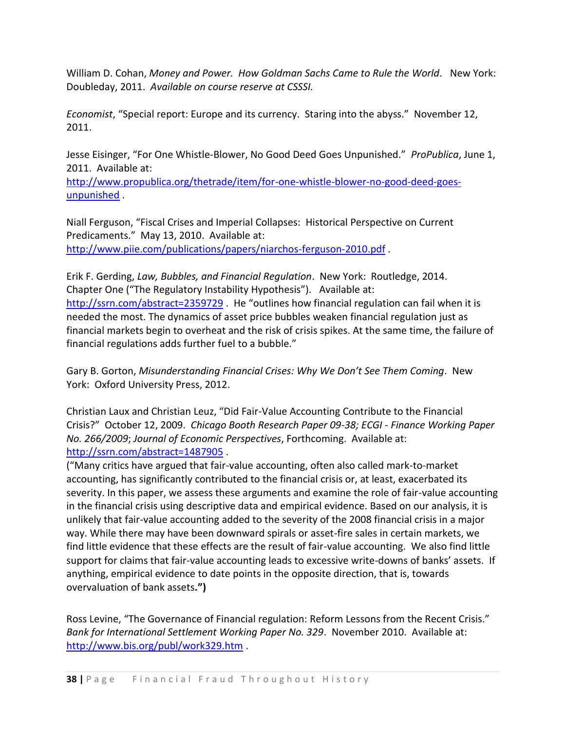William D. Cohan, *Money and Power. How Goldman Sachs Came to Rule the World*. New York: Doubleday, 2011. *Available on course reserve at CSSSI.*

*Economist*, "Special report: Europe and its currency. Staring into the abyss." November 12, 2011.

Jesse Eisinger, "For One Whistle-Blower, No Good Deed Goes Unpunished." *ProPublica*, June 1, 2011. Available at: http://www.propublica.org/thetrade/item/for-one-whistle-blower-no-good-deed-goes-unpunished .

Niall Ferguson, "Fiscal Crises and Imperial Collapses: Historical Perspective on Current Predicaments." May 13, 2010. Available at: http://www.piie.com/publications/papers/niarchos-ferguson-2010.pdf .

Erik F. Gerding, *Law, Bubbles, and Financial Regulation*. New York: Routledge, 2014. Chapter One ("The Regulatory Instability Hypothesis"). Available at: http://ssrn.com/abstract=2359729 . He "outlines how financial regulation can fail when it is needed the most. The dynamics of asset price bubbles weaken financial regulation just as financial markets begin to overheat and the risk of crisis spikes. At the same time, the failure of financial regulations adds further fuel to a bubble."

Gary B. Gorton, *Misunderstanding Financial Crises: Why We Don't See Them Coming*. New York: Oxford University Press, 2012.

Christian Laux and Christian Leuz, "Did Fair-Value Accounting Contribute to the Financial Crisis?" October 12, 2009. *Chicago Booth Research Paper 09-38; ECGI - Finance Working Paper No. 266/2009*; *Journal of Economic Perspectives*, Forthcoming. Available at: http://ssrn.com/abstract=1487905 .
("Many critics have argued that fair-value accounting, often also called mark-to-market accounting, has significantly contributed to the financial crisis or, at least, exacerbated its severity. In this paper, we assess these arguments and examine the role of fair-value accounting in the financial crisis using descriptive data and empirical evidence. Based on our analysis, it is unlikely that fair-value accounting added to the severity of the 2008 financial crisis in a major way. While there may have been downward spirals or asset-fire sales in certain markets, we find little evidence that these effects are the result of fair-value accounting. We also find little support for claims that fair-value accounting leads to excessive write-downs of banks' assets. If anything, empirical evidence to date points in the opposite direction, that is, towards overvaluation of bank assets**.")**

Ross Levine, "The Governance of Financial regulation: Reform Lessons from the Recent Crisis." *Bank for International Settlement Working Paper No. 329*. November 2010. Available at: http://www.bis.org/publ/work329.htm .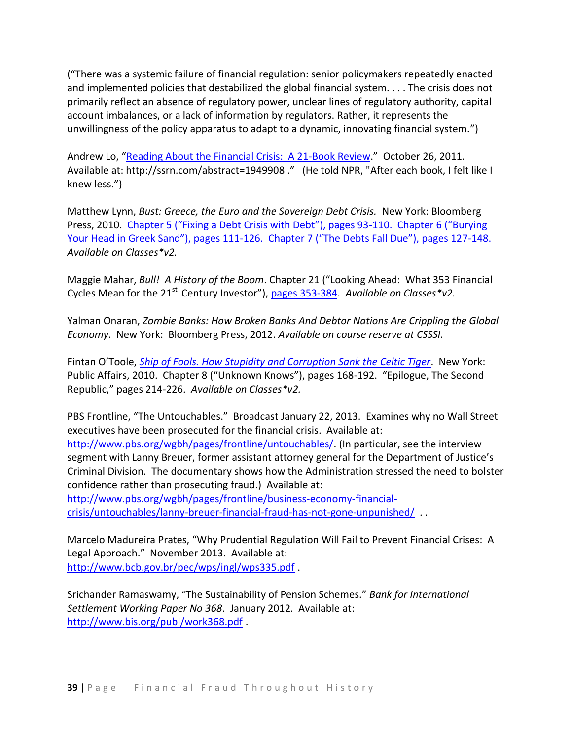("There was a systemic failure of financial regulation: senior policymakers repeatedly enacted and implemented policies that destabilized the global financial system. . . . The crisis does not primarily reflect an absence of regulatory power, unclear lines of regulatory authority, capital account imbalances, or a lack of information by regulators. Rather, it represents the unwillingness of the policy apparatus to adapt to a dynamic, innovating financial system.")

Andrew Lo, "Reading About the Financial Crisis: A 21-Book Review." October 26, 2011. Available at: http://ssrn.com/abstract=1949908 ." (He told NPR, "After each book, I felt like I knew less.")

Matthew Lynn, *Bust: Greece, the Euro and the Sovereign Debt Crisis.* New York: Bloomberg Press, 2010. Chapter 5 ("Fixing a Debt Crisis with Debt"), pages 93-110. Chapter 6 ("Burying Your Head in Greek Sand"), pages 111-126. Chapter 7 ("The Debts Fall Due"), pages 127-148. *Available on Classes*v2.*

Maggie Mahar, *Bull! A History of the Boom*. Chapter 21 ("Looking Ahead: What 353 Financial Cycles Mean for the 21st Century Investor"), pages 353-384. *Available on Classes*v2.*

Yalman Onaran, *Zombie Banks: How Broken Banks And Debtor Nations Are Crippling the Global Economy*. New York: Bloomberg Press, 2012. *Available on course reserve at CSSSI.*

Fintan O'Toole, *Ship of Fools. How Stupidity and Corruption Sank the Celtic Tiger*. New York: Public Affairs, 2010. Chapter 8 ("Unknown Knows"), pages 168-192. "Epilogue, The Second Republic," pages 214-226. *Available on Classes*v2.*

PBS Frontline, "The Untouchables." Broadcast January 22, 2013. Examines why no Wall Street executives have been prosecuted for the financial crisis. Available at: http://www.pbs.org/wgbh/pages/frontline/untouchables/. (In particular, see the interview segment with Lanny Breuer, former assistant attorney general for the Department of Justice's Criminal Division. The documentary shows how the Administration stressed the need to bolster confidence rather than prosecuting fraud.) Available at: http://www.pbs.org/wgbh/pages/frontline/business-economy-financial-crisis/untouchables/lanny-breuer-financial-fraud-has-not-gone-unpunished/ . .

Marcelo Madureira Prates, "Why Prudential Regulation Will Fail to Prevent Financial Crises: A Legal Approach." November 2013. Available at: http://www.bcb.gov.br/pec/wps/ingl/wps335.pdf .

Srichander Ramaswamy, "The Sustainability of Pension Schemes." *Bank for International Settlement Working Paper No 368*. January 2012. Available at: http://www.bis.org/publ/work368.pdf .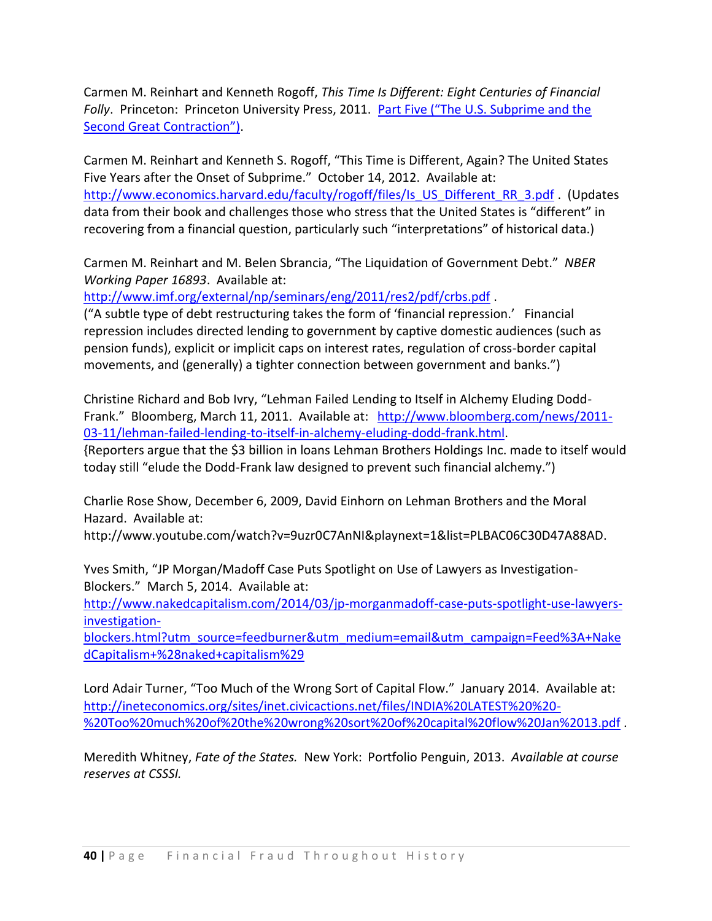Carmen M. Reinhart and Kenneth Rogoff, *This Time Is Different: Eight Centuries of Financial Folly*. Princeton: Princeton University Press, 2011. Part Five ("The U.S. Subprime and the Second Great Contraction").

Carmen M. Reinhart and Kenneth S. Rogoff, "This Time is Different, Again? The United States Five Years after the Onset of Subprime." October 14, 2012. Available at: http://www.economics.harvard.edu/faculty/rogoff/files/Is_US_Different_RR_3.pdf . (Updates data from their book and challenges those who stress that the United States is "different" in recovering from a financial question, particularly such "interpretations" of historical data.)

Carmen M. Reinhart and M. Belen Sbrancia, "The Liquidation of Government Debt." *NBER Working Paper 16893*. Available at: http://www.imf.org/external/np/seminars/eng/2011/res2/pdf/crbs.pdf .
("A subtle type of debt restructuring takes the form of 'financial repression.' Financial repression includes directed lending to government by captive domestic audiences (such as pension funds), explicit or implicit caps on interest rates, regulation of cross-border capital movements, and (generally) a tighter connection between government and banks.")

Christine Richard and Bob Ivry, "Lehman Failed Lending to Itself in Alchemy Eluding Dodd-Frank." Bloomberg, March 11, 2011. Available at: http://www.bloomberg.com/news/2011-03-11/lehman-failed-lending-to-itself-in-alchemy-eluding-dodd-frank.html.
{Reporters argue that the $3 billion in loans Lehman Brothers Holdings Inc. made to itself would today still "elude the Dodd-Frank law designed to prevent such financial alchemy.")

Charlie Rose Show, December 6, 2009, David Einhorn on Lehman Brothers and the Moral Hazard. Available at: http://www.youtube.com/watch?v=9uzr0C7AnNI&playnext=1&list=PLBAC06C30D47A88AD.

Yves Smith, "JP Morgan/Madoff Case Puts Spotlight on Use of Lawyers as Investigation-Blockers." March 5, 2014. Available at: http://www.nakedcapitalism.com/2014/03/jp-morganmadoff-case-puts-spotlight-use-lawyers-investigation-blockers.html?utm_source=feedburner&utm_medium=email&utm_campaign=Feed%3A+NakedCapitalism+%28naked+capitalism%29

Lord Adair Turner, "Too Much of the Wrong Sort of Capital Flow." January 2014. Available at: http://ineteconomics.org/sites/inet.civicactions.net/files/INDIA%20LATEST%20%20-%20Too%20much%20of%20the%20wrong%20sort%20of%20capital%20flow%20Jan%2013.pdf .

Meredith Whitney, *Fate of the States.* New York: Portfolio Penguin, 2013. *Available at course reserves at CSSSI.*